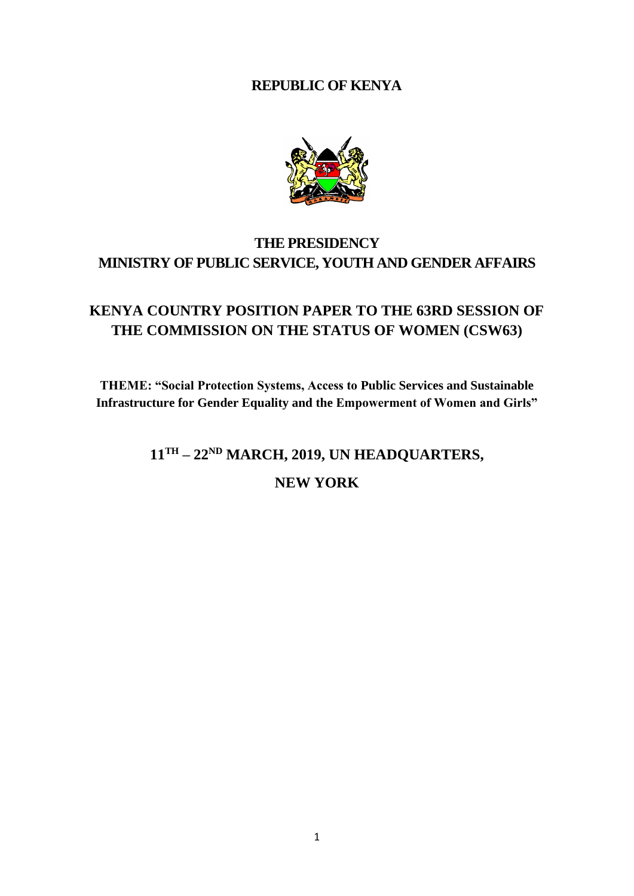# REPUBLIC OF KENYA

## THE PRESIDENCY
## MINISTRY OF PUBLIC SERVICE, YOUTH AND GENDER AFFAIRS

# KENYA COUNTRY POSITION PAPER TO THE 63RD SESSION OF THE COMMISSION ON THE STATUS OF WOMEN (CSW63)

**THEME: "Social Protection Systems, Access to Public Services and Sustainable Infrastructure for Gender Equality and the Empowerment of Women and Girls"**

**11TH – 22ND MARCH, 2019, UN HEADQUARTERS,**

**NEW YORK**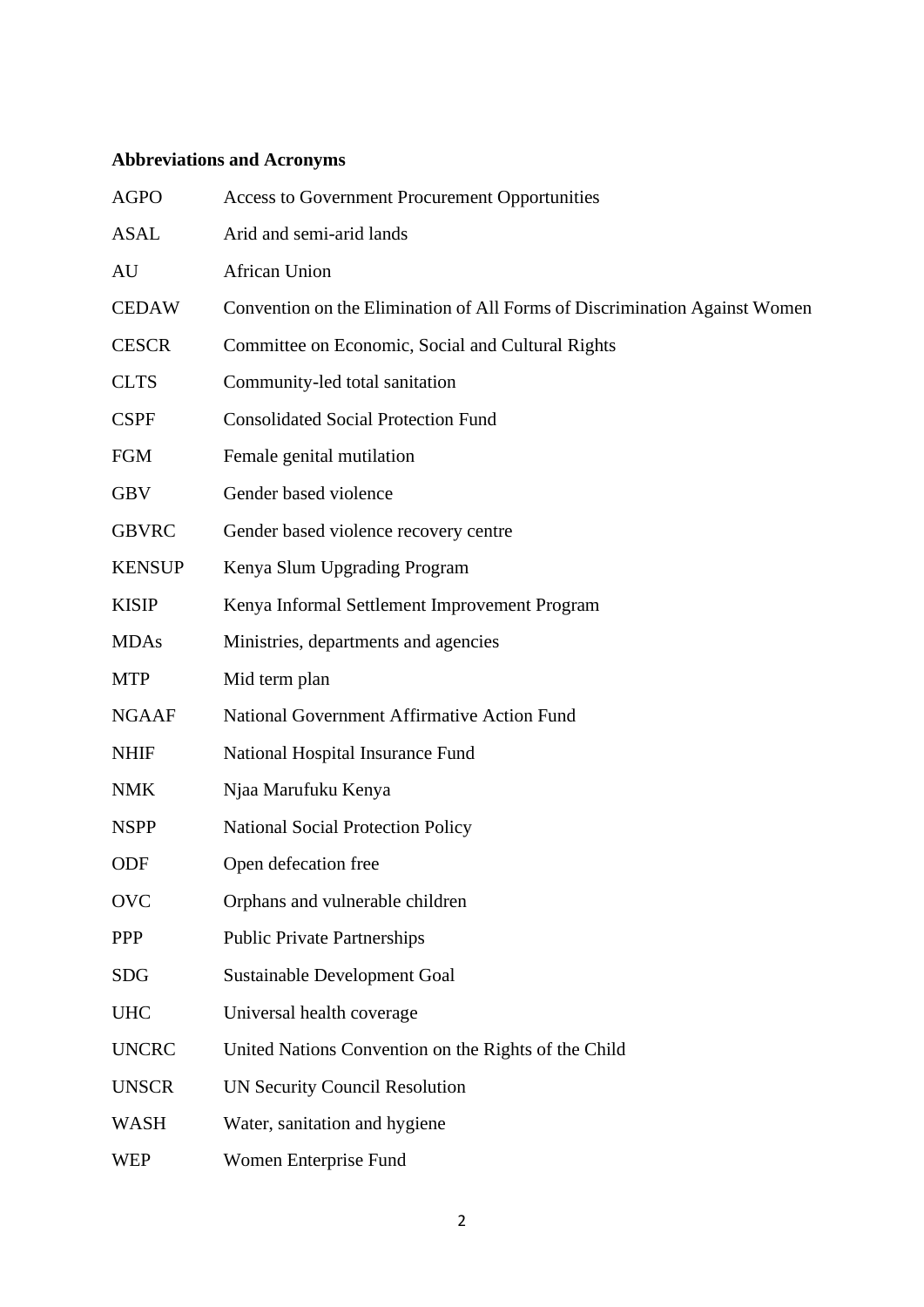**Abbreviations and Acronyms**

| | |
|---|---|
| AGPO | Access to Government Procurement Opportunities |
| ASAL | Arid and semi-arid lands |
| AU | African Union |
| CEDAW | Convention on the Elimination of All Forms of Discrimination Against Women |
| CESCR | Committee on Economic, Social and Cultural Rights |
| CLTS | Community-led total sanitation |
| CSPF | Consolidated Social Protection Fund |
| FGM | Female genital mutilation |
| GBV | Gender based violence |
| GBVRC | Gender based violence recovery centre |
| KENSUP | Kenya Slum Upgrading Program |
| KISIP | Kenya Informal Settlement Improvement Program |
| MDAs | Ministries, departments and agencies |
| MTP | Mid term plan |
| NGAAF | National Government Affirmative Action Fund |
| NHIF | National Hospital Insurance Fund |
| NMK | Njaa Marufuku Kenya |
| NSPP | National Social Protection Policy |
| ODF | Open defecation free |
| OVC | Orphans and vulnerable children |
| PPP | Public Private Partnerships |
| SDG | Sustainable Development Goal |
| UHC | Universal health coverage |
| UNCRC | United Nations Convention on the Rights of the Child |
| UNSCR | UN Security Council Resolution |
| WASH | Water, sanitation and hygiene |
| WEP | Women Enterprise Fund |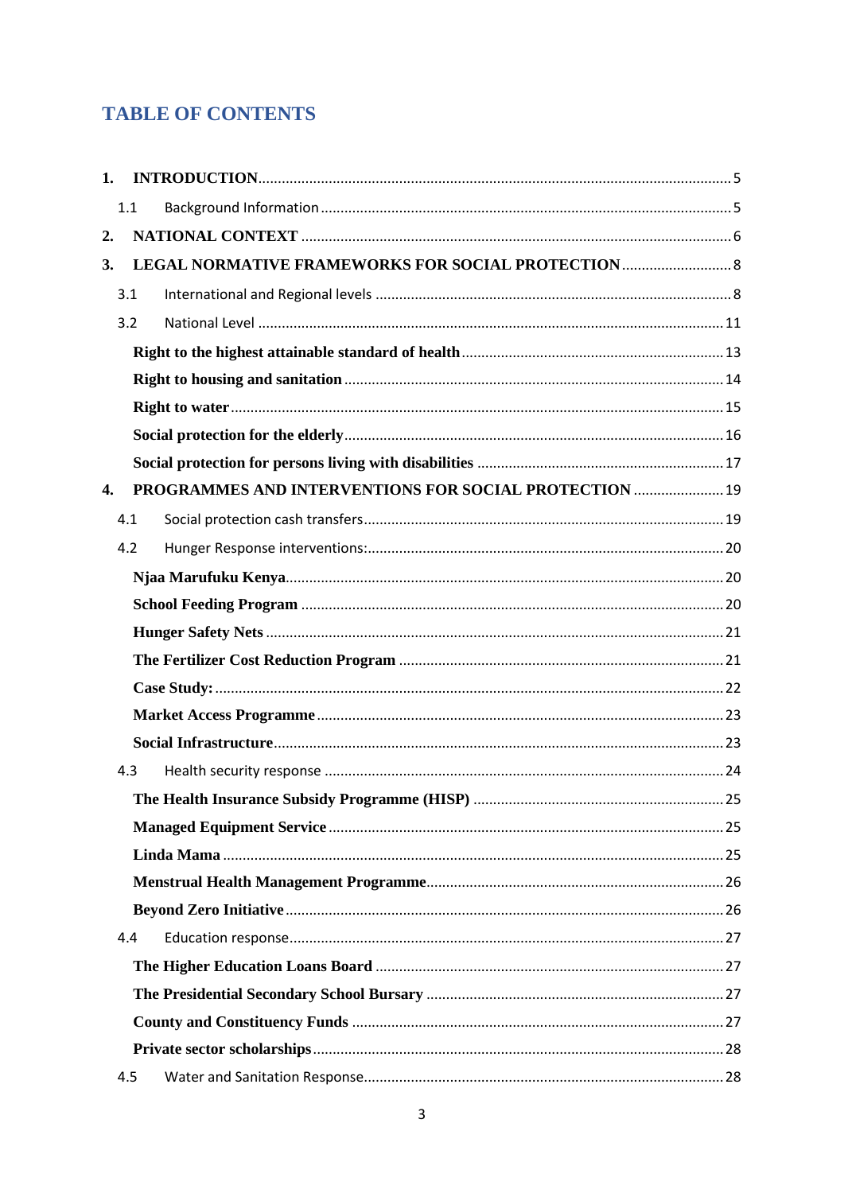## TABLE OF CONTENTS

**1. INTRODUCTION** .......... 5

1.1 Background Information .......... 5

**2. NATIONAL CONTEXT** .......... 6

**3. LEGAL NORMATIVE FRAMEWORKS FOR SOCIAL PROTECTION** .......... 8

3.1 International and Regional levels .......... 8

3.2 National Level .......... 11

**Right to the highest attainable standard of health** .......... 13

**Right to housing and sanitation** .......... 14

**Right to water** .......... 15

**Social protection for the elderly** .......... 16

**Social protection for persons living with disabilities** .......... 17

**4. PROGRAMMES AND INTERVENTIONS FOR SOCIAL PROTECTION** .......... 19

4.1 Social protection cash transfers .......... 19

4.2 Hunger Response interventions: .......... 20

**Njaa Marufuku Kenya** .......... 20

**School Feeding Program** .......... 20

**Hunger Safety Nets** .......... 21

**The Fertilizer Cost Reduction Program** .......... 21

**Case Study:** .......... 22

**Market Access Programme** .......... 23

**Social Infrastructure** .......... 23

4.3 Health security response .......... 24

**The Health Insurance Subsidy Programme (HISP)** .......... 25

**Managed Equipment Service** .......... 25

**Linda Mama** .......... 25

**Menstrual Health Management Programme** .......... 26

**Beyond Zero Initiative** .......... 26

4.4 Education response .......... 27

**The Higher Education Loans Board** .......... 27

**The Presidential Secondary School Bursary** .......... 27

**County and Constituency Funds** .......... 27

**Private sector scholarships** .......... 28

4.5 Water and Sanitation Response .......... 28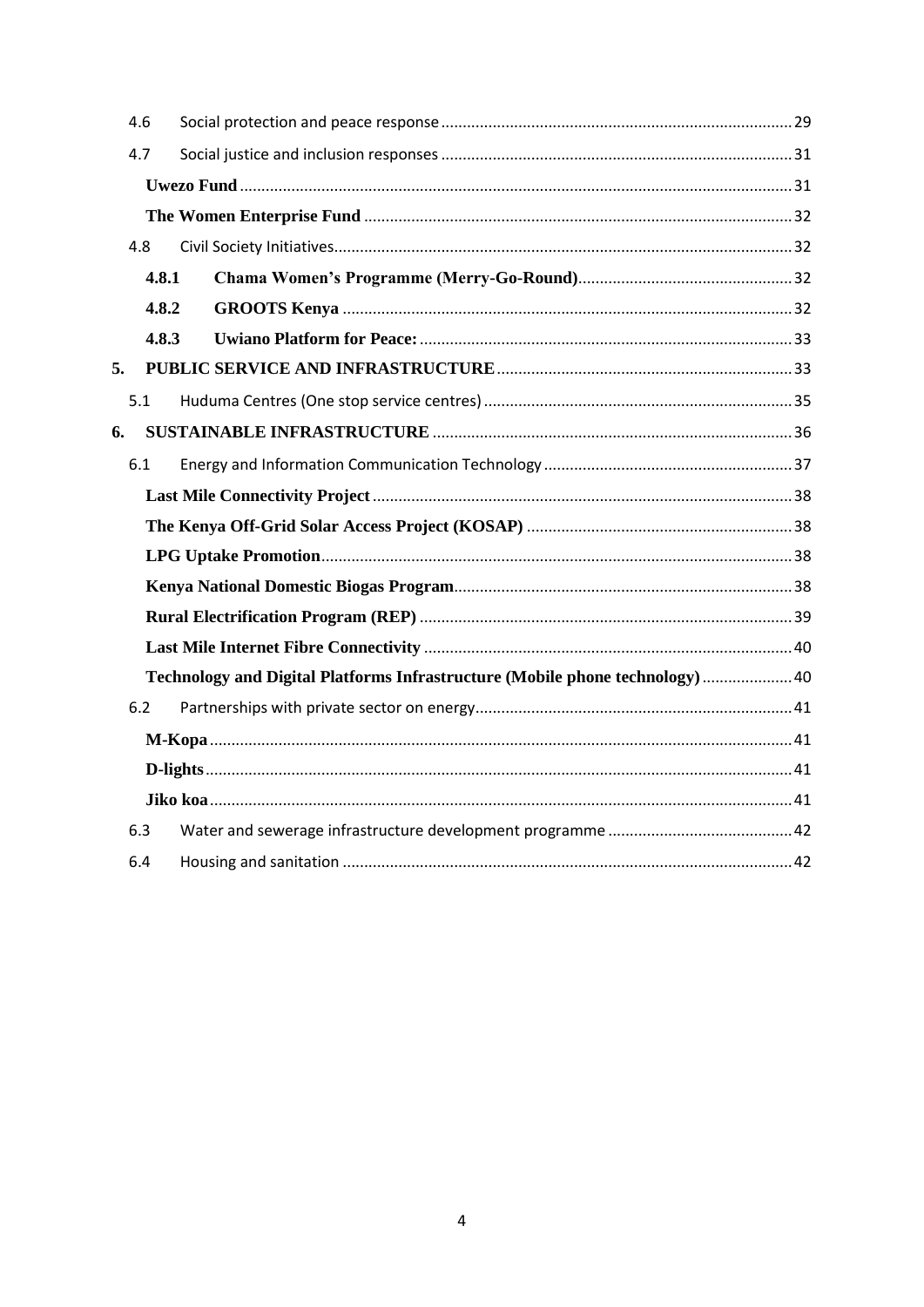4.6 Social protection and peace response ............ 29

4.7 Social justice and inclusion responses ............ 31

**Uwezo Fund** ............ 31

**The Women Enterprise Fund** ............ 32

4.8 Civil Society Initiatives ............ 32

**4.8.1 Chama Women's Programme (Merry-Go-Round)** ............ 32

**4.8.2 GROOTS Kenya** ............ 32

**4.8.3 Uwiano Platform for Peace:** ............ 33

**5. PUBLIC SERVICE AND INFRASTRUCTURE** ............ 33

5.1 Huduma Centres (One stop service centres) ............ 35

**6. SUSTAINABLE INFRASTRUCTURE** ............ 36

6.1 Energy and Information Communication Technology ............ 37

**Last Mile Connectivity Project** ............ 38

**The Kenya Off-Grid Solar Access Project (KOSAP)** ............ 38

**LPG Uptake Promotion** ............ 38

**Kenya National Domestic Biogas Program** ............ 38

**Rural Electrification Program (REP)** ............ 39

**Last Mile Internet Fibre Connectivity** ............ 40

**Technology and Digital Platforms Infrastructure (Mobile phone technology)** ............ 40

6.2 Partnerships with private sector on energy ............ 41

**M-Kopa** ............ 41

**D-lights** ............ 41

**Jiko koa** ............ 41

6.3 Water and sewerage infrastructure development programme ............ 42

6.4 Housing and sanitation ............ 42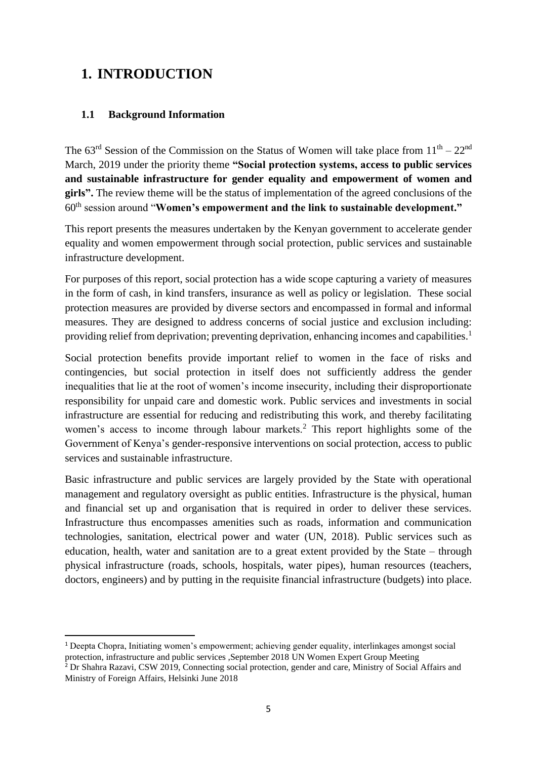# 1. INTRODUCTION

## 1.1 Background Information

The 63rd Session of the Commission on the Status of Women will take place from 11th – 22nd March, 2019 under the priority theme **"Social protection systems, access to public services and sustainable infrastructure for gender equality and empowerment of women and girls".** The review theme will be the status of implementation of the agreed conclusions of the 60th session around "**Women's empowerment and the link to sustainable development."**

This report presents the measures undertaken by the Kenyan government to accelerate gender equality and women empowerment through social protection, public services and sustainable infrastructure development.

For purposes of this report, social protection has a wide scope capturing a variety of measures in the form of cash, in kind transfers, insurance as well as policy or legislation. These social protection measures are provided by diverse sectors and encompassed in formal and informal measures. They are designed to address concerns of social justice and exclusion including: providing relief from deprivation; preventing deprivation, enhancing incomes and capabilities.[1]

Social protection benefits provide important relief to women in the face of risks and contingencies, but social protection in itself does not sufficiently address the gender inequalities that lie at the root of women's income insecurity, including their disproportionate responsibility for unpaid care and domestic work. Public services and investments in social infrastructure are essential for reducing and redistributing this work, and thereby facilitating women's access to income through labour markets.[2] This report highlights some of the Government of Kenya's gender-responsive interventions on social protection, access to public services and sustainable infrastructure.

Basic infrastructure and public services are largely provided by the State with operational management and regulatory oversight as public entities. Infrastructure is the physical, human and financial set up and organisation that is required in order to deliver these services. Infrastructure thus encompasses amenities such as roads, information and communication technologies, sanitation, electrical power and water (UN, 2018). Public services such as education, health, water and sanitation are to a great extent provided by the State – through physical infrastructure (roads, schools, hospitals, water pipes), human resources (teachers, doctors, engineers) and by putting in the requisite financial infrastructure (budgets) into place.

---

[1] Deepta Chopra, Initiating women's empowerment; achieving gender equality, interlinkages amongst social protection, infrastructure and public services ,September 2018 UN Women Expert Group Meeting

[2] Dr Shahra Razavi, CSW 2019, Connecting social protection, gender and care, Ministry of Social Affairs and Ministry of Foreign Affairs, Helsinki June 2018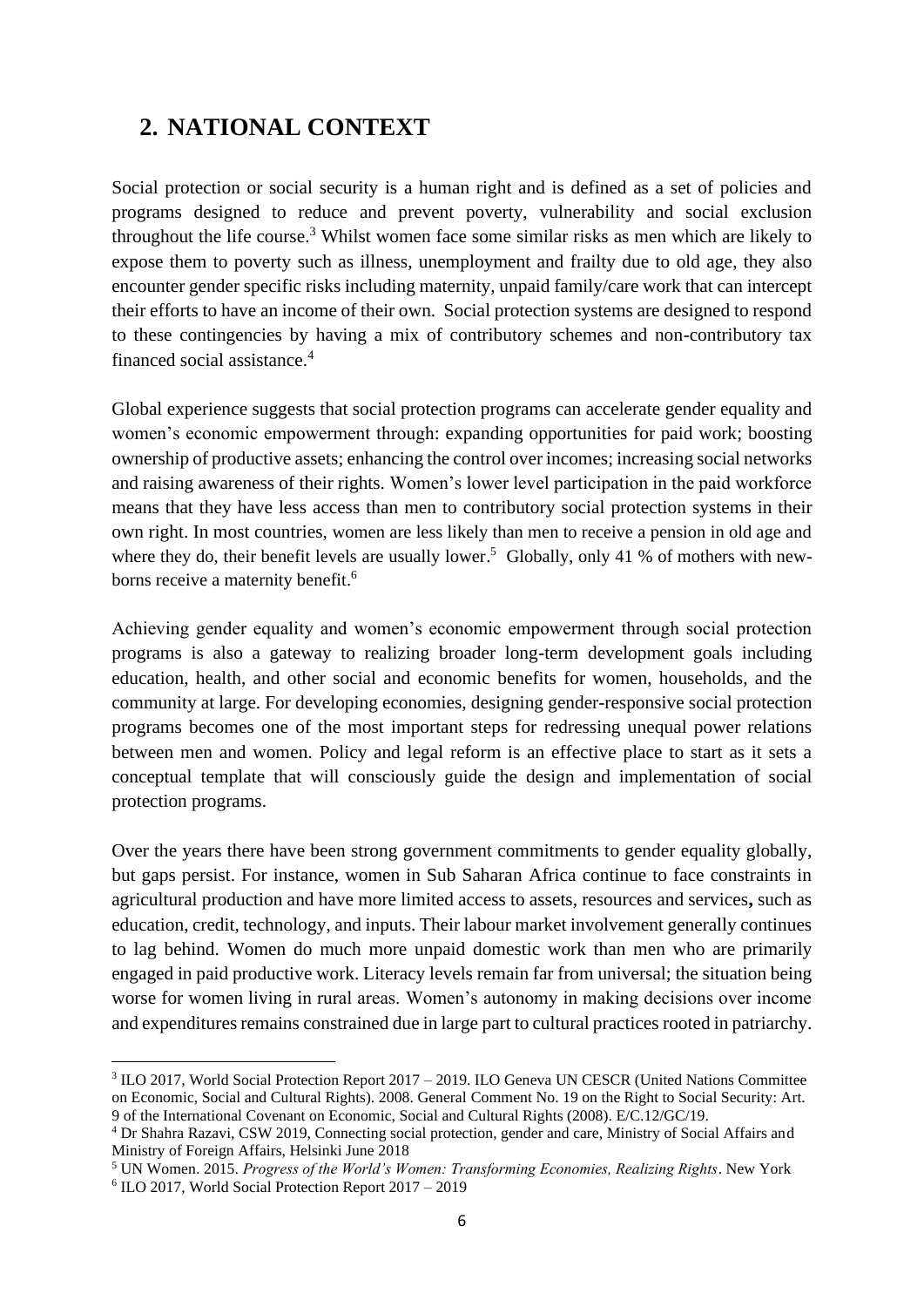## 2. NATIONAL CONTEXT

Social protection or social security is a human right and is defined as a set of policies and programs designed to reduce and prevent poverty, vulnerability and social exclusion throughout the life course.[3] Whilst women face some similar risks as men which are likely to expose them to poverty such as illness, unemployment and frailty due to old age, they also encounter gender specific risks including maternity, unpaid family/care work that can intercept their efforts to have an income of their own. Social protection systems are designed to respond to these contingencies by having a mix of contributory schemes and non-contributory tax financed social assistance.[4]

Global experience suggests that social protection programs can accelerate gender equality and women's economic empowerment through: expanding opportunities for paid work; boosting ownership of productive assets; enhancing the control over incomes; increasing social networks and raising awareness of their rights. Women's lower level participation in the paid workforce means that they have less access than men to contributory social protection systems in their own right. In most countries, women are less likely than men to receive a pension in old age and where they do, their benefit levels are usually lower.[5] Globally, only 41 % of mothers with new-borns receive a maternity benefit.[6]

Achieving gender equality and women's economic empowerment through social protection programs is also a gateway to realizing broader long-term development goals including education, health, and other social and economic benefits for women, households, and the community at large. For developing economies, designing gender-responsive social protection programs becomes one of the most important steps for redressing unequal power relations between men and women. Policy and legal reform is an effective place to start as it sets a conceptual template that will consciously guide the design and implementation of social protection programs.

Over the years there have been strong government commitments to gender equality globally, but gaps persist. For instance, women in Sub Saharan Africa continue to face constraints in agricultural production and have more limited access to assets, resources and services**,** such as education, credit, technology, and inputs. Their labour market involvement generally continues to lag behind. Women do much more unpaid domestic work than men who are primarily engaged in paid productive work. Literacy levels remain far from universal; the situation being worse for women living in rural areas. Women's autonomy in making decisions over income and expenditures remains constrained due in large part to cultural practices rooted in patriarchy.

---

[3] ILO 2017, World Social Protection Report 2017 – 2019. ILO Geneva UN CESCR (United Nations Committee on Economic, Social and Cultural Rights). 2008. General Comment No. 19 on the Right to Social Security: Art. 9 of the International Covenant on Economic, Social and Cultural Rights (2008). E/C.12/GC/19.

[4] Dr Shahra Razavi, CSW 2019, Connecting social protection, gender and care, Ministry of Social Affairs and Ministry of Foreign Affairs, Helsinki June 2018

[5] UN Women. 2015. *Progress of the World's Women: Transforming Economies, Realizing Rights*. New York

[6] ILO 2017, World Social Protection Report 2017 – 2019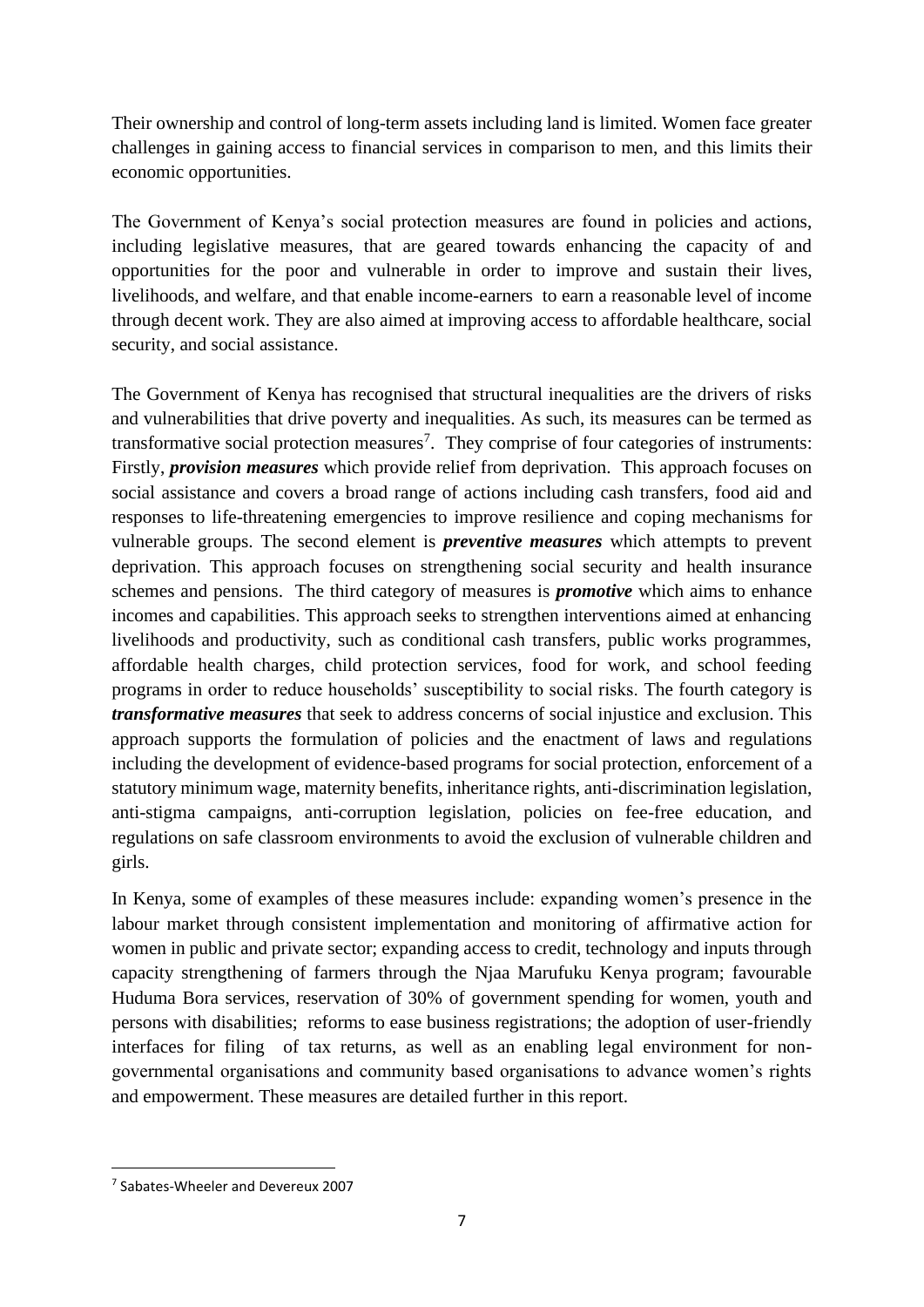Their ownership and control of long-term assets including land is limited. Women face greater challenges in gaining access to financial services in comparison to men, and this limits their economic opportunities.

The Government of Kenya's social protection measures are found in policies and actions, including legislative measures, that are geared towards enhancing the capacity of and opportunities for the poor and vulnerable in order to improve and sustain their lives, livelihoods, and welfare, and that enable income-earners to earn a reasonable level of income through decent work. They are also aimed at improving access to affordable healthcare, social security, and social assistance.

The Government of Kenya has recognised that structural inequalities are the drivers of risks and vulnerabilities that drive poverty and inequalities. As such, its measures can be termed as transformative social protection measures[7]. They comprise of four categories of instruments: Firstly, ***provision measures*** which provide relief from deprivation. This approach focuses on social assistance and covers a broad range of actions including cash transfers, food aid and responses to life-threatening emergencies to improve resilience and coping mechanisms for vulnerable groups. The second element is ***preventive measures*** which attempts to prevent deprivation. This approach focuses on strengthening social security and health insurance schemes and pensions. The third category of measures is ***promotive*** which aims to enhance incomes and capabilities. This approach seeks to strengthen interventions aimed at enhancing livelihoods and productivity, such as conditional cash transfers, public works programmes, affordable health charges, child protection services, food for work, and school feeding programs in order to reduce households' susceptibility to social risks. The fourth category is ***transformative measures*** that seek to address concerns of social injustice and exclusion. This approach supports the formulation of policies and the enactment of laws and regulations including the development of evidence-based programs for social protection, enforcement of a statutory minimum wage, maternity benefits, inheritance rights, anti-discrimination legislation, anti-stigma campaigns, anti-corruption legislation, policies on fee-free education, and regulations on safe classroom environments to avoid the exclusion of vulnerable children and girls.

In Kenya, some of examples of these measures include: expanding women's presence in the labour market through consistent implementation and monitoring of affirmative action for women in public and private sector; expanding access to credit, technology and inputs through capacity strengthening of farmers through the Njaa Marufuku Kenya program; favourable Huduma Bora services, reservation of 30% of government spending for women, youth and persons with disabilities; reforms to ease business registrations; the adoption of user-friendly interfaces for filing of tax returns, as well as an enabling legal environment for non-governmental organisations and community based organisations to advance women's rights and empowerment. These measures are detailed further in this report.

[7] Sabates-Wheeler and Devereux 2007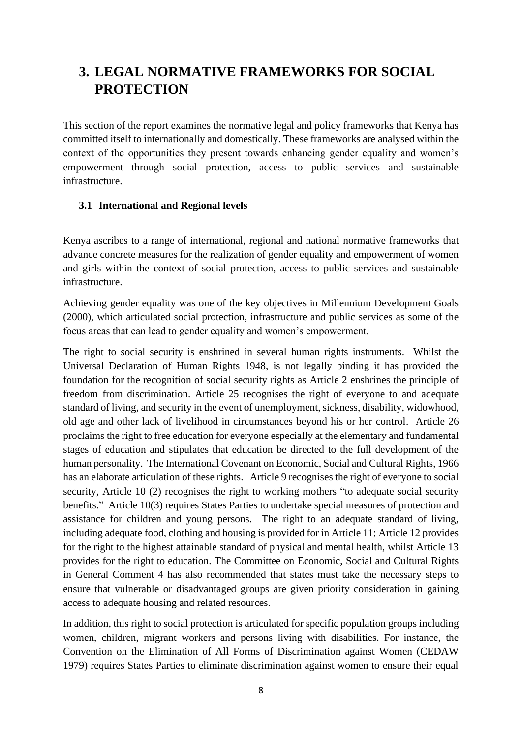# 3. LEGAL NORMATIVE FRAMEWORKS FOR SOCIAL PROTECTION

This section of the report examines the normative legal and policy frameworks that Kenya has committed itself to internationally and domestically. These frameworks are analysed within the context of the opportunities they present towards enhancing gender equality and women's empowerment through social protection, access to public services and sustainable infrastructure.

## 3.1 International and Regional levels

Kenya ascribes to a range of international, regional and national normative frameworks that advance concrete measures for the realization of gender equality and empowerment of women and girls within the context of social protection, access to public services and sustainable infrastructure.

Achieving gender equality was one of the key objectives in Millennium Development Goals (2000), which articulated social protection, infrastructure and public services as some of the focus areas that can lead to gender equality and women's empowerment.

The right to social security is enshrined in several human rights instruments. Whilst the Universal Declaration of Human Rights 1948, is not legally binding it has provided the foundation for the recognition of social security rights as Article 2 enshrines the principle of freedom from discrimination. Article 25 recognises the right of everyone to and adequate standard of living, and security in the event of unemployment, sickness, disability, widowhood, old age and other lack of livelihood in circumstances beyond his or her control. Article 26 proclaims the right to free education for everyone especially at the elementary and fundamental stages of education and stipulates that education be directed to the full development of the human personality. The International Covenant on Economic, Social and Cultural Rights, 1966 has an elaborate articulation of these rights. Article 9 recognises the right of everyone to social security, Article 10 (2) recognises the right to working mothers "to adequate social security benefits." Article 10(3) requires States Parties to undertake special measures of protection and assistance for children and young persons. The right to an adequate standard of living, including adequate food, clothing and housing is provided for in Article 11; Article 12 provides for the right to the highest attainable standard of physical and mental health, whilst Article 13 provides for the right to education. The Committee on Economic, Social and Cultural Rights in General Comment 4 has also recommended that states must take the necessary steps to ensure that vulnerable or disadvantaged groups are given priority consideration in gaining access to adequate housing and related resources.

In addition, this right to social protection is articulated for specific population groups including women, children, migrant workers and persons living with disabilities. For instance, the Convention on the Elimination of All Forms of Discrimination against Women (CEDAW 1979) requires States Parties to eliminate discrimination against women to ensure their equal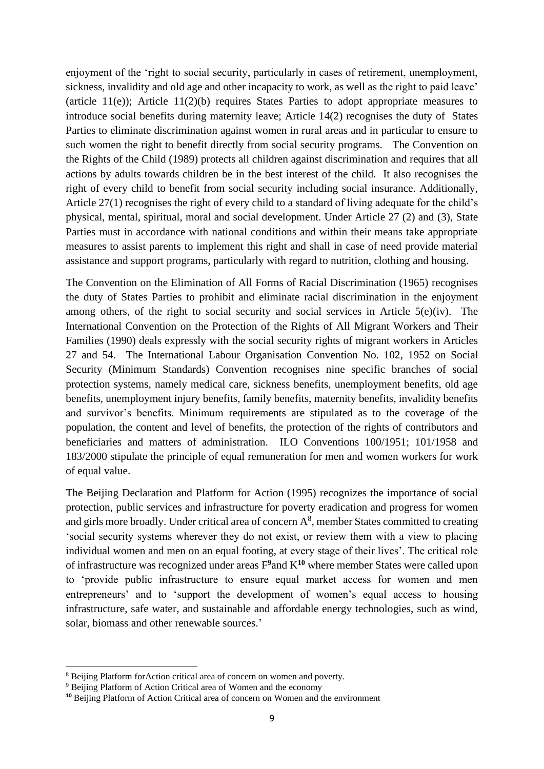enjoyment of the 'right to social security, particularly in cases of retirement, unemployment, sickness, invalidity and old age and other incapacity to work, as well as the right to paid leave' (article 11(e)); Article 11(2)(b) requires States Parties to adopt appropriate measures to introduce social benefits during maternity leave; Article 14(2) recognises the duty of States Parties to eliminate discrimination against women in rural areas and in particular to ensure to such women the right to benefit directly from social security programs. The Convention on the Rights of the Child (1989) protects all children against discrimination and requires that all actions by adults towards children be in the best interest of the child. It also recognises the right of every child to benefit from social security including social insurance. Additionally, Article 27(1) recognises the right of every child to a standard of living adequate for the child's physical, mental, spiritual, moral and social development. Under Article 27 (2) and (3), State Parties must in accordance with national conditions and within their means take appropriate measures to assist parents to implement this right and shall in case of need provide material assistance and support programs, particularly with regard to nutrition, clothing and housing.

The Convention on the Elimination of All Forms of Racial Discrimination (1965) recognises the duty of States Parties to prohibit and eliminate racial discrimination in the enjoyment among others, of the right to social security and social services in Article 5(e)(iv). The International Convention on the Protection of the Rights of All Migrant Workers and Their Families (1990) deals expressly with the social security rights of migrant workers in Articles 27 and 54. The International Labour Organisation Convention No. 102, 1952 on Social Security (Minimum Standards) Convention recognises nine specific branches of social protection systems, namely medical care, sickness benefits, unemployment benefits, old age benefits, unemployment injury benefits, family benefits, maternity benefits, invalidity benefits and survivor's benefits. Minimum requirements are stipulated as to the coverage of the population, the content and level of benefits, the protection of the rights of contributors and beneficiaries and matters of administration. ILO Conventions 100/1951; 101/1958 and 183/2000 stipulate the principle of equal remuneration for men and women workers for work of equal value.

The Beijing Declaration and Platform for Action (1995) recognizes the importance of social protection, public services and infrastructure for poverty eradication and progress for women and girls more broadly. Under critical area of concern A[8], member States committed to creating 'social security systems wherever they do not exist, or review them with a view to placing individual women and men on an equal footing, at every stage of their lives'. The critical role of infrastructure was recognized under areas F[9] and K[10] where member States were called upon to 'provide public infrastructure to ensure equal market access for women and men entrepreneurs' and to 'support the development of women's equal access to housing infrastructure, safe water, and sustainable and affordable energy technologies, such as wind, solar, biomass and other renewable sources.'

[8] Beijing Platform forAction critical area of concern on women and poverty.

[9] Beijing Platform of Action Critical area of Women and the economy

[10] Beijing Platform of Action Critical area of concern on Women and the environment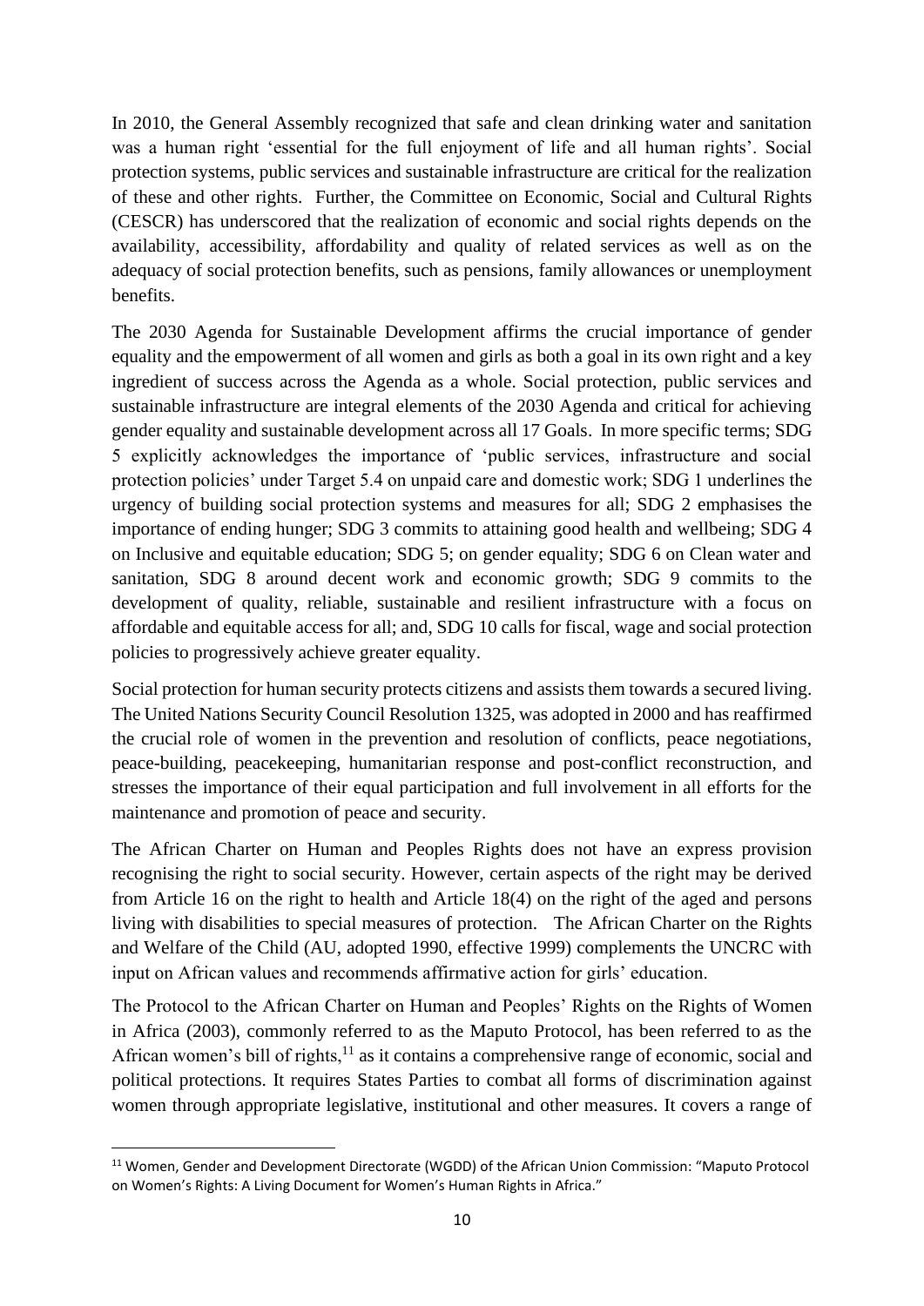In 2010, the General Assembly recognized that safe and clean drinking water and sanitation was a human right 'essential for the full enjoyment of life and all human rights'. Social protection systems, public services and sustainable infrastructure are critical for the realization of these and other rights. Further, the Committee on Economic, Social and Cultural Rights (CESCR) has underscored that the realization of economic and social rights depends on the availability, accessibility, affordability and quality of related services as well as on the adequacy of social protection benefits, such as pensions, family allowances or unemployment benefits.

The 2030 Agenda for Sustainable Development affirms the crucial importance of gender equality and the empowerment of all women and girls as both a goal in its own right and a key ingredient of success across the Agenda as a whole. Social protection, public services and sustainable infrastructure are integral elements of the 2030 Agenda and critical for achieving gender equality and sustainable development across all 17 Goals. In more specific terms; SDG 5 explicitly acknowledges the importance of 'public services, infrastructure and social protection policies' under Target 5.4 on unpaid care and domestic work; SDG 1 underlines the urgency of building social protection systems and measures for all; SDG 2 emphasises the importance of ending hunger; SDG 3 commits to attaining good health and wellbeing; SDG 4 on Inclusive and equitable education; SDG 5; on gender equality; SDG 6 on Clean water and sanitation, SDG 8 around decent work and economic growth; SDG 9 commits to the development of quality, reliable, sustainable and resilient infrastructure with a focus on affordable and equitable access for all; and, SDG 10 calls for fiscal, wage and social protection policies to progressively achieve greater equality.

Social protection for human security protects citizens and assists them towards a secured living. The United Nations Security Council Resolution 1325, was adopted in 2000 and has reaffirmed the crucial role of women in the prevention and resolution of conflicts, peace negotiations, peace-building, peacekeeping, humanitarian response and post-conflict reconstruction, and stresses the importance of their equal participation and full involvement in all efforts for the maintenance and promotion of peace and security.

The African Charter on Human and Peoples Rights does not have an express provision recognising the right to social security. However, certain aspects of the right may be derived from Article 16 on the right to health and Article 18(4) on the right of the aged and persons living with disabilities to special measures of protection. The African Charter on the Rights and Welfare of the Child (AU, adopted 1990, effective 1999) complements the UNCRC with input on African values and recommends affirmative action for girls' education.

The Protocol to the African Charter on Human and Peoples' Rights on the Rights of Women in Africa (2003), commonly referred to as the Maputo Protocol, has been referred to as the African women's bill of rights,[11] as it contains a comprehensive range of economic, social and political protections. It requires States Parties to combat all forms of discrimination against women through appropriate legislative, institutional and other measures. It covers a range of

[11] Women, Gender and Development Directorate (WGDD) of the African Union Commission: "Maputo Protocol on Women's Rights: A Living Document for Women's Human Rights in Africa."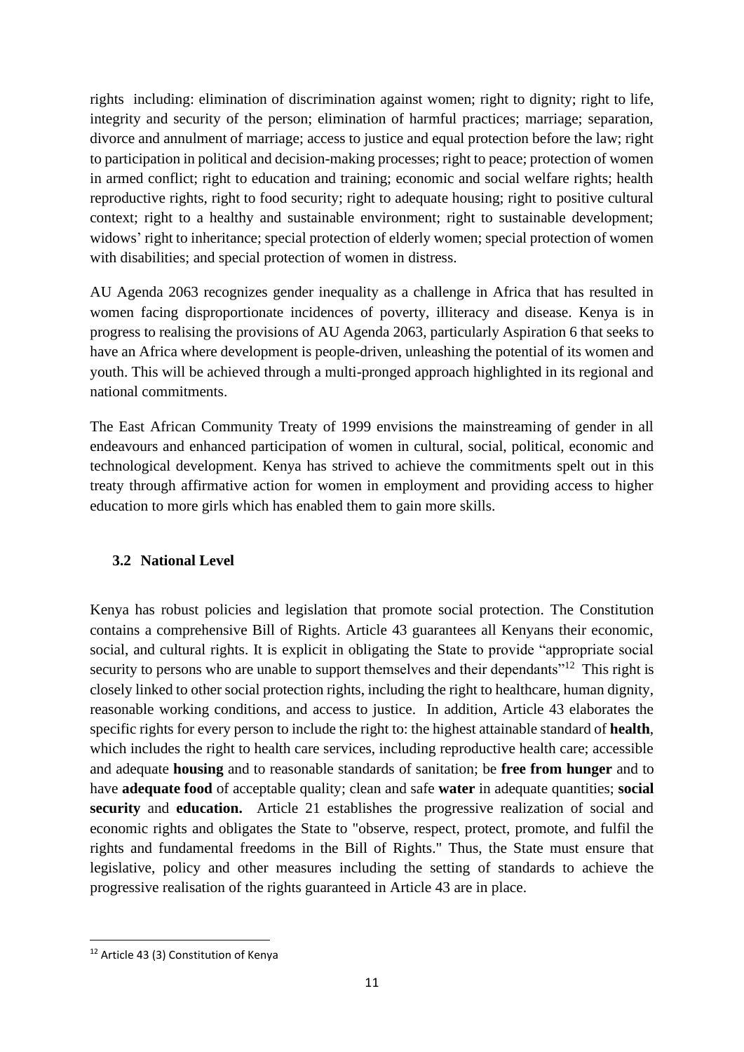rights including: elimination of discrimination against women; right to dignity; right to life, integrity and security of the person; elimination of harmful practices; marriage; separation, divorce and annulment of marriage; access to justice and equal protection before the law; right to participation in political and decision-making processes; right to peace; protection of women in armed conflict; right to education and training; economic and social welfare rights; health reproductive rights, right to food security; right to adequate housing; right to positive cultural context; right to a healthy and sustainable environment; right to sustainable development; widows' right to inheritance; special protection of elderly women; special protection of women with disabilities; and special protection of women in distress.

AU Agenda 2063 recognizes gender inequality as a challenge in Africa that has resulted in women facing disproportionate incidences of poverty, illiteracy and disease. Kenya is in progress to realising the provisions of AU Agenda 2063, particularly Aspiration 6 that seeks to have an Africa where development is people-driven, unleashing the potential of its women and youth. This will be achieved through a multi-pronged approach highlighted in its regional and national commitments.

The East African Community Treaty of 1999 envisions the mainstreaming of gender in all endeavours and enhanced participation of women in cultural, social, political, economic and technological development. Kenya has strived to achieve the commitments spelt out in this treaty through affirmative action for women in employment and providing access to higher education to more girls which has enabled them to gain more skills.

### 3.2 National Level

Kenya has robust policies and legislation that promote social protection. The Constitution contains a comprehensive Bill of Rights. Article 43 guarantees all Kenyans their economic, social, and cultural rights. It is explicit in obligating the State to provide "appropriate social security to persons who are unable to support themselves and their dependants"[12] This right is closely linked to other social protection rights, including the right to healthcare, human dignity, reasonable working conditions, and access to justice. In addition, Article 43 elaborates the specific rights for every person to include the right to: the highest attainable standard of **health**, which includes the right to health care services, including reproductive health care; accessible and adequate **housing** and to reasonable standards of sanitation; be **free from hunger** and to have **adequate food** of acceptable quality; clean and safe **water** in adequate quantities; **social security** and **education.** Article 21 establishes the progressive realization of social and economic rights and obligates the State to "observe, respect, protect, promote, and fulfil the rights and fundamental freedoms in the Bill of Rights." Thus, the State must ensure that legislative, policy and other measures including the setting of standards to achieve the progressive realisation of the rights guaranteed in Article 43 are in place.

[12] Article 43 (3) Constitution of Kenya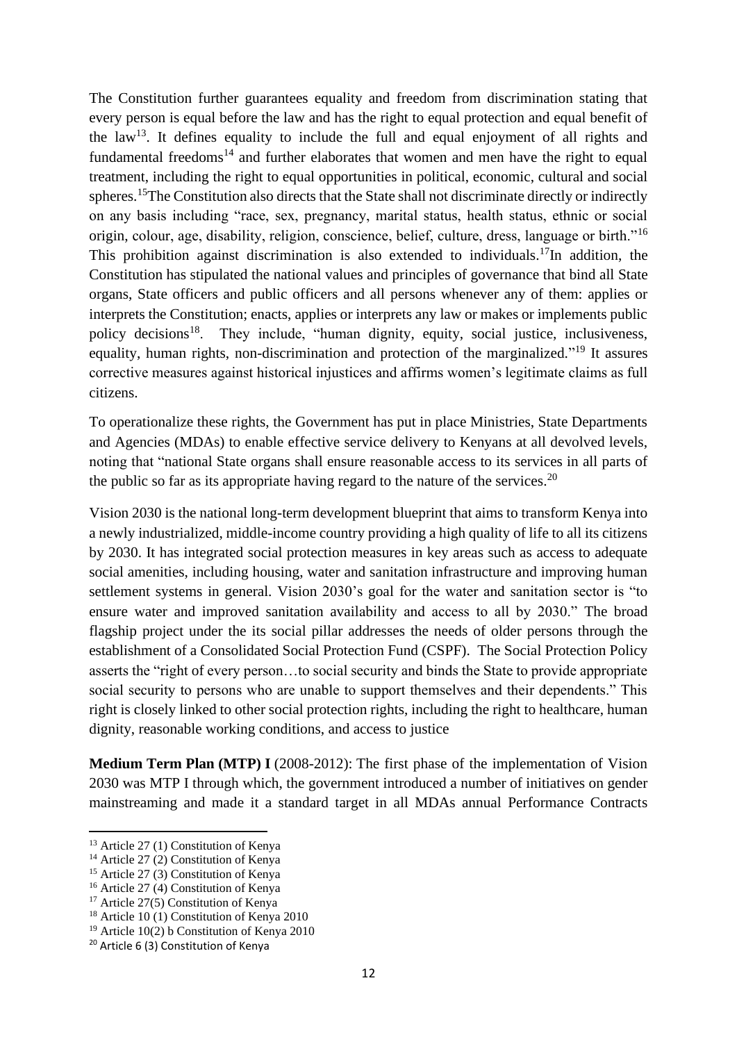The Constitution further guarantees equality and freedom from discrimination stating that every person is equal before the law and has the right to equal protection and equal benefit of the law[13]. It defines equality to include the full and equal enjoyment of all rights and fundamental freedoms[14] and further elaborates that women and men have the right to equal treatment, including the right to equal opportunities in political, economic, cultural and social spheres.[15]The Constitution also directs that the State shall not discriminate directly or indirectly on any basis including "race, sex, pregnancy, marital status, health status, ethnic or social origin, colour, age, disability, religion, conscience, belief, culture, dress, language or birth."[16] This prohibition against discrimination is also extended to individuals.[17]In addition, the Constitution has stipulated the national values and principles of governance that bind all State organs, State officers and public officers and all persons whenever any of them: applies or interprets the Constitution; enacts, applies or interprets any law or makes or implements public policy decisions[18]. They include, "human dignity, equity, social justice, inclusiveness, equality, human rights, non-discrimination and protection of the marginalized."[19] It assures corrective measures against historical injustices and affirms women's legitimate claims as full citizens.

To operationalize these rights, the Government has put in place Ministries, State Departments and Agencies (MDAs) to enable effective service delivery to Kenyans at all devolved levels, noting that "national State organs shall ensure reasonable access to its services in all parts of the public so far as its appropriate having regard to the nature of the services.[20]

Vision 2030 is the national long-term development blueprint that aims to transform Kenya into a newly industrialized, middle-income country providing a high quality of life to all its citizens by 2030. It has integrated social protection measures in key areas such as access to adequate social amenities, including housing, water and sanitation infrastructure and improving human settlement systems in general. Vision 2030's goal for the water and sanitation sector is "to ensure water and improved sanitation availability and access to all by 2030." The broad flagship project under the its social pillar addresses the needs of older persons through the establishment of a Consolidated Social Protection Fund (CSPF). The Social Protection Policy asserts the "right of every person…to social security and binds the State to provide appropriate social security to persons who are unable to support themselves and their dependents." This right is closely linked to other social protection rights, including the right to healthcare, human dignity, reasonable working conditions, and access to justice

**Medium Term Plan (MTP) I** (2008-2012): The first phase of the implementation of Vision 2030 was MTP I through which, the government introduced a number of initiatives on gender mainstreaming and made it a standard target in all MDAs annual Performance Contracts

[13] Article 27 (1) Constitution of Kenya
[14] Article 27 (2) Constitution of Kenya
[15] Article 27 (3) Constitution of Kenya
[16] Article 27 (4) Constitution of Kenya
[17] Article 27(5) Constitution of Kenya
[18] Article 10 (1) Constitution of Kenya 2010
[19] Article 10(2) b Constitution of Kenya 2010
[20] Article 6 (3) Constitution of Kenya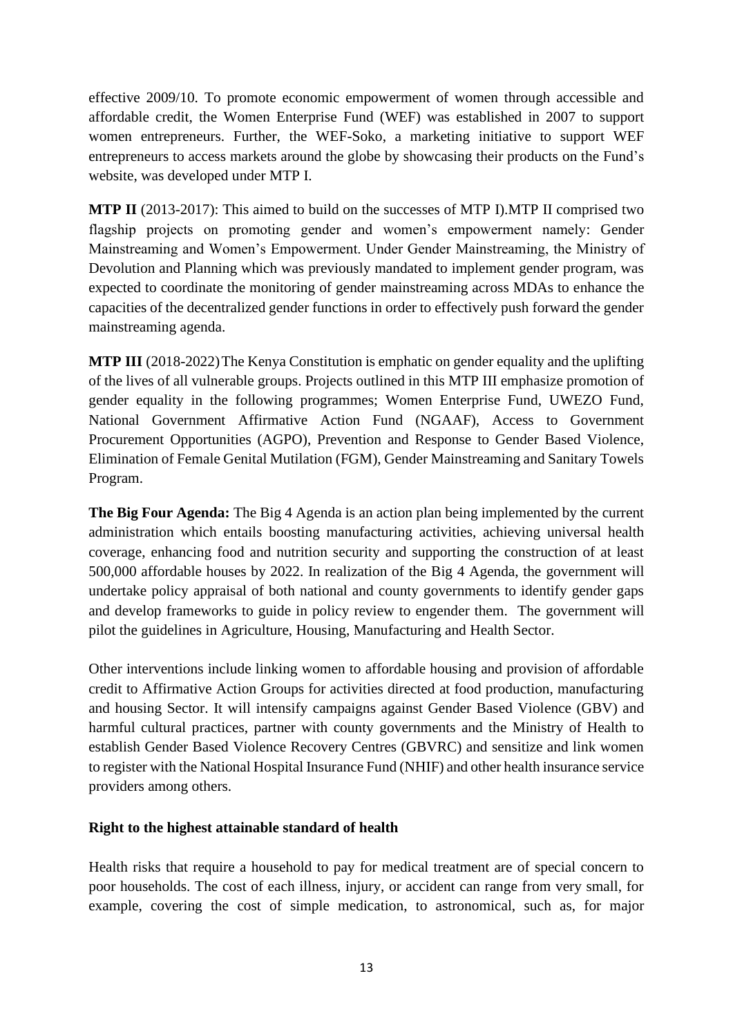effective 2009/10. To promote economic empowerment of women through accessible and affordable credit, the Women Enterprise Fund (WEF) was established in 2007 to support women entrepreneurs. Further, the WEF-Soko, a marketing initiative to support WEF entrepreneurs to access markets around the globe by showcasing their products on the Fund's website, was developed under MTP I.

**MTP II** (2013-2017): This aimed to build on the successes of MTP I).MTP II comprised two flagship projects on promoting gender and women's empowerment namely: Gender Mainstreaming and Women's Empowerment. Under Gender Mainstreaming, the Ministry of Devolution and Planning which was previously mandated to implement gender program, was expected to coordinate the monitoring of gender mainstreaming across MDAs to enhance the capacities of the decentralized gender functions in order to effectively push forward the gender mainstreaming agenda.

**MTP III** (2018-2022) The Kenya Constitution is emphatic on gender equality and the uplifting of the lives of all vulnerable groups. Projects outlined in this MTP III emphasize promotion of gender equality in the following programmes; Women Enterprise Fund, UWEZO Fund, National Government Affirmative Action Fund (NGAAF), Access to Government Procurement Opportunities (AGPO), Prevention and Response to Gender Based Violence, Elimination of Female Genital Mutilation (FGM), Gender Mainstreaming and Sanitary Towels Program.

**The Big Four Agenda:** The Big 4 Agenda is an action plan being implemented by the current administration which entails boosting manufacturing activities, achieving universal health coverage, enhancing food and nutrition security and supporting the construction of at least 500,000 affordable houses by 2022. In realization of the Big 4 Agenda, the government will undertake policy appraisal of both national and county governments to identify gender gaps and develop frameworks to guide in policy review to engender them. The government will pilot the guidelines in Agriculture, Housing, Manufacturing and Health Sector.

Other interventions include linking women to affordable housing and provision of affordable credit to Affirmative Action Groups for activities directed at food production, manufacturing and housing Sector. It will intensify campaigns against Gender Based Violence (GBV) and harmful cultural practices, partner with county governments and the Ministry of Health to establish Gender Based Violence Recovery Centres (GBVRC) and sensitize and link women to register with the National Hospital Insurance Fund (NHIF) and other health insurance service providers among others.

**Right to the highest attainable standard of health**

Health risks that require a household to pay for medical treatment are of special concern to poor households. The cost of each illness, injury, or accident can range from very small, for example, covering the cost of simple medication, to astronomical, such as, for major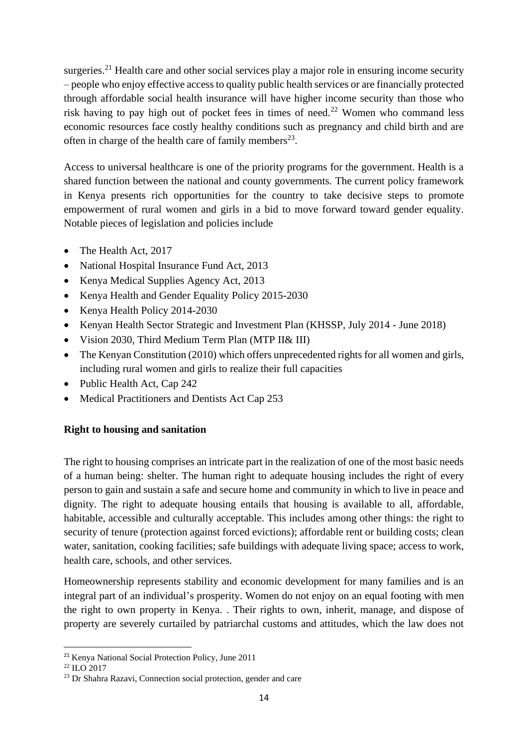surgeries.[21] Health care and other social services play a major role in ensuring income security – people who enjoy effective access to quality public health services or are financially protected through affordable social health insurance will have higher income security than those who risk having to pay high out of pocket fees in times of need.[22] Women who command less economic resources face costly healthy conditions such as pregnancy and child birth and are often in charge of the health care of family members[23].

Access to universal healthcare is one of the priority programs for the government. Health is a shared function between the national and county governments. The current policy framework in Kenya presents rich opportunities for the country to take decisive steps to promote empowerment of rural women and girls in a bid to move forward toward gender equality. Notable pieces of legislation and policies include

- The Health Act, 2017
- National Hospital Insurance Fund Act, 2013
- Kenya Medical Supplies Agency Act, 2013
- Kenya Health and Gender Equality Policy 2015-2030
- Kenya Health Policy 2014-2030
- Kenyan Health Sector Strategic and Investment Plan (KHSSP, July 2014 - June 2018)
- Vision 2030, Third Medium Term Plan (MTP II& III)
- The Kenyan Constitution (2010) which offers unprecedented rights for all women and girls, including rural women and girls to realize their full capacities
- Public Health Act, Cap 242
- Medical Practitioners and Dentists Act Cap 253

**Right to housing and sanitation**

The right to housing comprises an intricate part in the realization of one of the most basic needs of a human being: shelter. The human right to adequate housing includes the right of every person to gain and sustain a safe and secure home and community in which to live in peace and dignity. The right to adequate housing entails that housing is available to all, affordable, habitable, accessible and culturally acceptable. This includes among other things: the right to security of tenure (protection against forced evictions); affordable rent or building costs; clean water, sanitation, cooking facilities; safe buildings with adequate living space; access to work, health care, schools, and other services.

Homeownership represents stability and economic development for many families and is an integral part of an individual's prosperity. Women do not enjoy on an equal footing with men the right to own property in Kenya. . Their rights to own, inherit, manage, and dispose of property are severely curtailed by patriarchal customs and attitudes, which the law does not

[21] Kenya National Social Protection Policy, June 2011

[22] ILO 2017

[23] Dr Shahra Razavi, Connection social protection, gender and care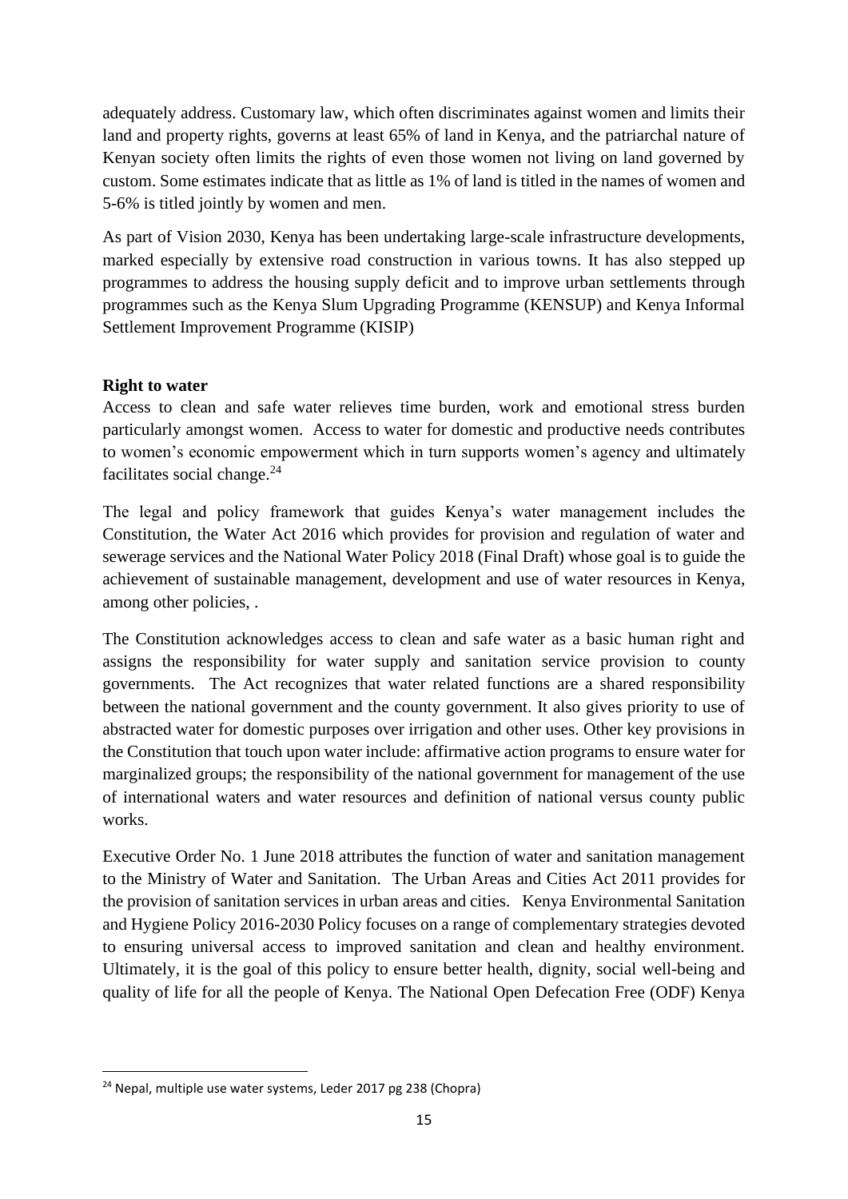adequately address. Customary law, which often discriminates against women and limits their land and property rights, governs at least 65% of land in Kenya, and the patriarchal nature of Kenyan society often limits the rights of even those women not living on land governed by custom. Some estimates indicate that as little as 1% of land is titled in the names of women and 5-6% is titled jointly by women and men.

As part of Vision 2030, Kenya has been undertaking large-scale infrastructure developments, marked especially by extensive road construction in various towns. It has also stepped up programmes to address the housing supply deficit and to improve urban settlements through programmes such as the Kenya Slum Upgrading Programme (KENSUP) and Kenya Informal Settlement Improvement Programme (KISIP)

**Right to water**

Access to clean and safe water relieves time burden, work and emotional stress burden particularly amongst women. Access to water for domestic and productive needs contributes to women's economic empowerment which in turn supports women's agency and ultimately facilitates social change.[24]

The legal and policy framework that guides Kenya's water management includes the Constitution, the Water Act 2016 which provides for provision and regulation of water and sewerage services and the National Water Policy 2018 (Final Draft) whose goal is to guide the achievement of sustainable management, development and use of water resources in Kenya, among other policies, .

The Constitution acknowledges access to clean and safe water as a basic human right and assigns the responsibility for water supply and sanitation service provision to county governments. The Act recognizes that water related functions are a shared responsibility between the national government and the county government. It also gives priority to use of abstracted water for domestic purposes over irrigation and other uses. Other key provisions in the Constitution that touch upon water include: affirmative action programs to ensure water for marginalized groups; the responsibility of the national government for management of the use of international waters and water resources and definition of national versus county public works.

Executive Order No. 1 June 2018 attributes the function of water and sanitation management to the Ministry of Water and Sanitation. The Urban Areas and Cities Act 2011 provides for the provision of sanitation services in urban areas and cities. Kenya Environmental Sanitation and Hygiene Policy 2016-2030 Policy focuses on a range of complementary strategies devoted to ensuring universal access to improved sanitation and clean and healthy environment. Ultimately, it is the goal of this policy to ensure better health, dignity, social well-being and quality of life for all the people of Kenya. The National Open Defecation Free (ODF) Kenya

[24] Nepal, multiple use water systems, Leder 2017 pg 238 (Chopra)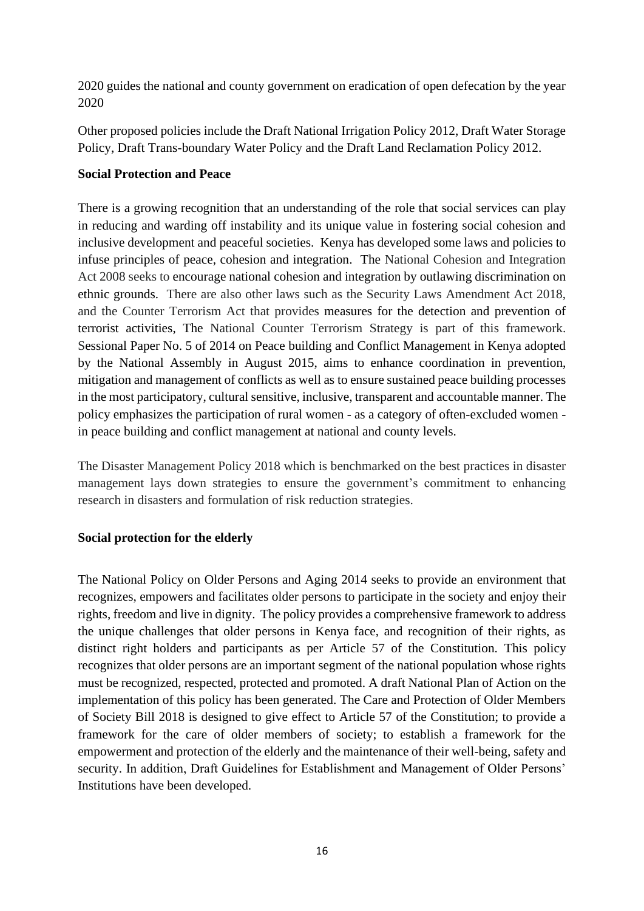2020 guides the national and county government on eradication of open defecation by the year 2020

Other proposed policies include the Draft National Irrigation Policy 2012, Draft Water Storage Policy, Draft Trans-boundary Water Policy and the Draft Land Reclamation Policy 2012.

**Social Protection and Peace**

There is a growing recognition that an understanding of the role that social services can play in reducing and warding off instability and its unique value in fostering social cohesion and inclusive development and peaceful societies. Kenya has developed some laws and policies to infuse principles of peace, cohesion and integration. The National Cohesion and Integration Act 2008 seeks to encourage national cohesion and integration by outlawing discrimination on ethnic grounds. There are also other laws such as the Security Laws Amendment Act 2018, and the Counter Terrorism Act that provides measures for the detection and prevention of terrorist activities, The National Counter Terrorism Strategy is part of this framework. Sessional Paper No. 5 of 2014 on Peace building and Conflict Management in Kenya adopted by the National Assembly in August 2015, aims to enhance coordination in prevention, mitigation and management of conflicts as well as to ensure sustained peace building processes in the most participatory, cultural sensitive, inclusive, transparent and accountable manner. The policy emphasizes the participation of rural women - as a category of often-excluded women - in peace building and conflict management at national and county levels.

The Disaster Management Policy 2018 which is benchmarked on the best practices in disaster management lays down strategies to ensure the government's commitment to enhancing research in disasters and formulation of risk reduction strategies.

**Social protection for the elderly**

The National Policy on Older Persons and Aging 2014 seeks to provide an environment that recognizes, empowers and facilitates older persons to participate in the society and enjoy their rights, freedom and live in dignity. The policy provides a comprehensive framework to address the unique challenges that older persons in Kenya face, and recognition of their rights, as distinct right holders and participants as per Article 57 of the Constitution. This policy recognizes that older persons are an important segment of the national population whose rights must be recognized, respected, protected and promoted. A draft National Plan of Action on the implementation of this policy has been generated. The Care and Protection of Older Members of Society Bill 2018 is designed to give effect to Article 57 of the Constitution; to provide a framework for the care of older members of society; to establish a framework for the empowerment and protection of the elderly and the maintenance of their well-being, safety and security. In addition, Draft Guidelines for Establishment and Management of Older Persons' Institutions have been developed.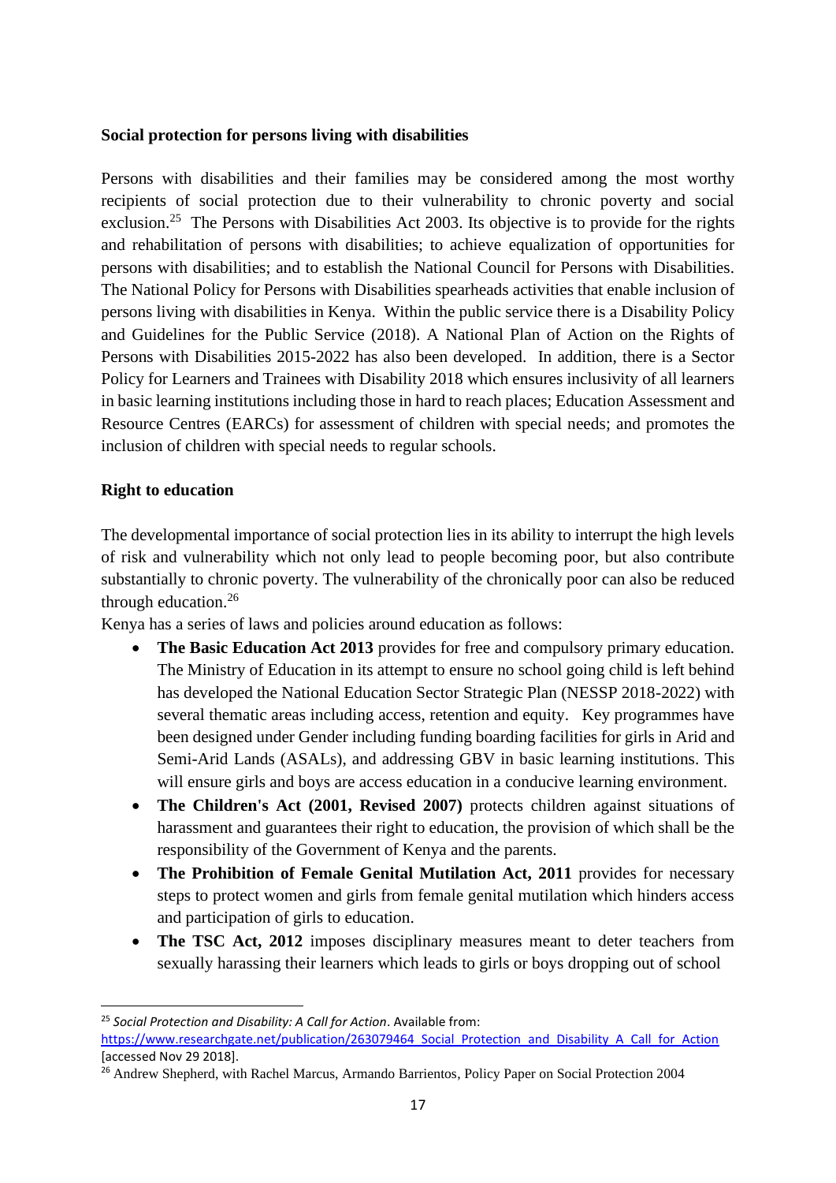**Social protection for persons living with disabilities**

Persons with disabilities and their families may be considered among the most worthy recipients of social protection due to their vulnerability to chronic poverty and social exclusion.[25] The Persons with Disabilities Act 2003. Its objective is to provide for the rights and rehabilitation of persons with disabilities; to achieve equalization of opportunities for persons with disabilities; and to establish the National Council for Persons with Disabilities. The National Policy for Persons with Disabilities spearheads activities that enable inclusion of persons living with disabilities in Kenya. Within the public service there is a Disability Policy and Guidelines for the Public Service (2018). A National Plan of Action on the Rights of Persons with Disabilities 2015-2022 has also been developed. In addition, there is a Sector Policy for Learners and Trainees with Disability 2018 which ensures inclusivity of all learners in basic learning institutions including those in hard to reach places; Education Assessment and Resource Centres (EARCs) for assessment of children with special needs; and promotes the inclusion of children with special needs to regular schools.

**Right to education**

The developmental importance of social protection lies in its ability to interrupt the high levels of risk and vulnerability which not only lead to people becoming poor, but also contribute substantially to chronic poverty. The vulnerability of the chronically poor can also be reduced through education.[26]

Kenya has a series of laws and policies around education as follows:

- **The Basic Education Act 2013** provides for free and compulsory primary education. The Ministry of Education in its attempt to ensure no school going child is left behind has developed the National Education Sector Strategic Plan (NESSP 2018-2022) with several thematic areas including access, retention and equity. Key programmes have been designed under Gender including funding boarding facilities for girls in Arid and Semi-Arid Lands (ASALs), and addressing GBV in basic learning institutions. This will ensure girls and boys are access education in a conducive learning environment.
- **The Children's Act (2001, Revised 2007)** protects children against situations of harassment and guarantees their right to education, the provision of which shall be the responsibility of the Government of Kenya and the parents.
- **The Prohibition of Female Genital Mutilation Act, 2011** provides for necessary steps to protect women and girls from female genital mutilation which hinders access and participation of girls to education.
- **The TSC Act, 2012** imposes disciplinary measures meant to deter teachers from sexually harassing their learners which leads to girls or boys dropping out of school

---

[25] *Social Protection and Disability: A Call for Action*. Available from: https://www.researchgate.net/publication/263079464_Social_Protection_and_Disability_A_Call_for_Action [accessed Nov 29 2018].

[26] Andrew Shepherd, with Rachel Marcus, Armando Barrientos, Policy Paper on Social Protection 2004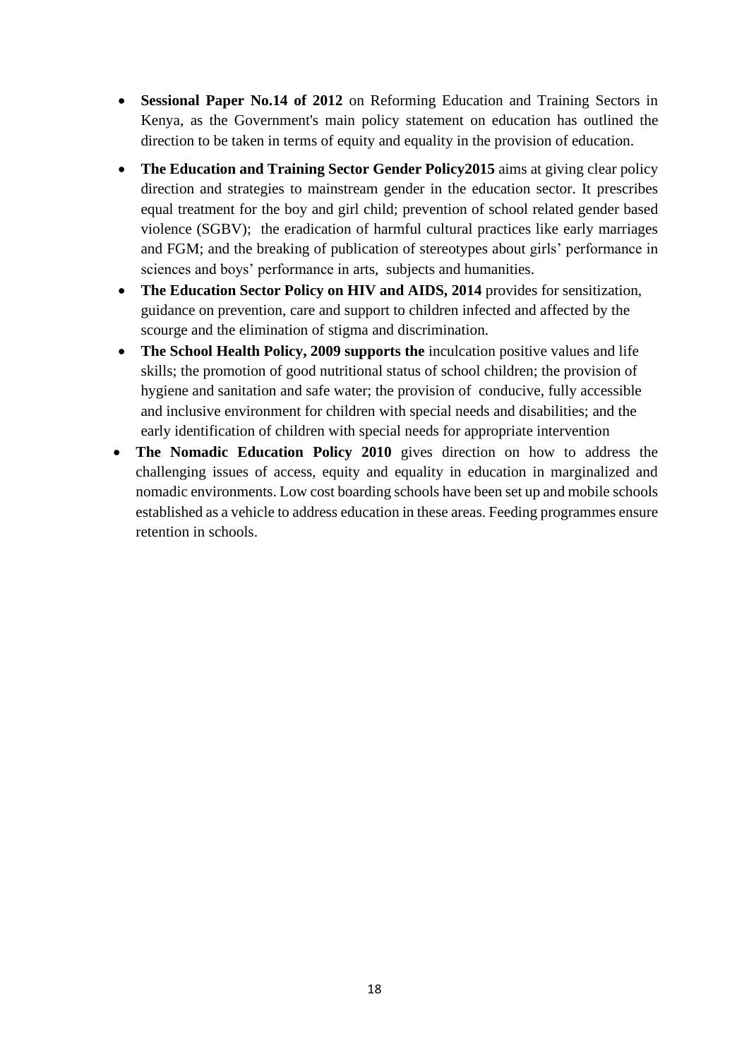- **Sessional Paper No.14 of 2012** on Reforming Education and Training Sectors in Kenya, as the Government's main policy statement on education has outlined the direction to be taken in terms of equity and equality in the provision of education.
- **The Education and Training Sector Gender Policy2015** aims at giving clear policy direction and strategies to mainstream gender in the education sector. It prescribes equal treatment for the boy and girl child; prevention of school related gender based violence (SGBV); the eradication of harmful cultural practices like early marriages and FGM; and the breaking of publication of stereotypes about girls' performance in sciences and boys' performance in arts, subjects and humanities.
- **The Education Sector Policy on HIV and AIDS, 2014** provides for sensitization, guidance on prevention, care and support to children infected and affected by the scourge and the elimination of stigma and discrimination.
- **The School Health Policy, 2009 supports the** inculcation positive values and life skills; the promotion of good nutritional status of school children; the provision of hygiene and sanitation and safe water; the provision of conducive, fully accessible and inclusive environment for children with special needs and disabilities; and the early identification of children with special needs for appropriate intervention
- **The Nomadic Education Policy 2010** gives direction on how to address the challenging issues of access, equity and equality in education in marginalized and nomadic environments. Low cost boarding schools have been set up and mobile schools established as a vehicle to address education in these areas. Feeding programmes ensure retention in schools.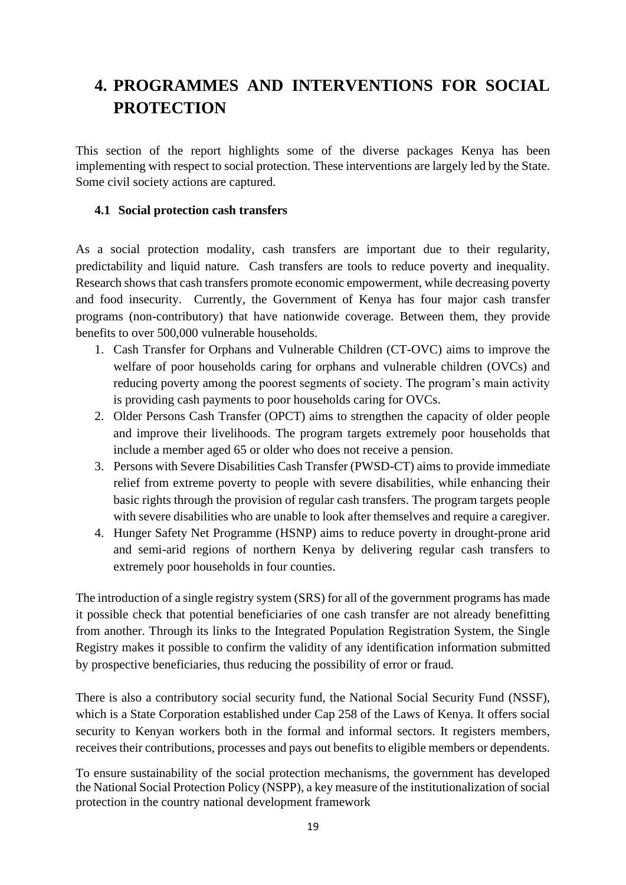# 4. PROGRAMMES AND INTERVENTIONS FOR SOCIAL PROTECTION

This section of the report highlights some of the diverse packages Kenya has been implementing with respect to social protection. These interventions are largely led by the State. Some civil society actions are captured.

## 4.1 Social protection cash transfers

As a social protection modality, cash transfers are important due to their regularity, predictability and liquid nature. Cash transfers are tools to reduce poverty and inequality. Research shows that cash transfers promote economic empowerment, while decreasing poverty and food insecurity. Currently, the Government of Kenya has four major cash transfer programs (non-contributory) that have nationwide coverage. Between them, they provide benefits to over 500,000 vulnerable households.

1. Cash Transfer for Orphans and Vulnerable Children (CT-OVC) aims to improve the welfare of poor households caring for orphans and vulnerable children (OVCs) and reducing poverty among the poorest segments of society. The program's main activity is providing cash payments to poor households caring for OVCs.
2. Older Persons Cash Transfer (OPCT) aims to strengthen the capacity of older people and improve their livelihoods. The program targets extremely poor households that include a member aged 65 or older who does not receive a pension.
3. Persons with Severe Disabilities Cash Transfer (PWSD-CT) aims to provide immediate relief from extreme poverty to people with severe disabilities, while enhancing their basic rights through the provision of regular cash transfers. The program targets people with severe disabilities who are unable to look after themselves and require a caregiver.
4. Hunger Safety Net Programme (HSNP) aims to reduce poverty in drought-prone arid and semi-arid regions of northern Kenya by delivering regular cash transfers to extremely poor households in four counties.

The introduction of a single registry system (SRS) for all of the government programs has made it possible check that potential beneficiaries of one cash transfer are not already benefitting from another. Through its links to the Integrated Population Registration System, the Single Registry makes it possible to confirm the validity of any identification information submitted by prospective beneficiaries, thus reducing the possibility of error or fraud.

There is also a contributory social security fund, the National Social Security Fund (NSSF), which is a State Corporation established under Cap 258 of the Laws of Kenya. It offers social security to Kenyan workers both in the formal and informal sectors. It registers members, receives their contributions, processes and pays out benefits to eligible members or dependents.

To ensure sustainability of the social protection mechanisms, the government has developed the National Social Protection Policy (NSPP), a key measure of the institutionalization of social protection in the country national development framework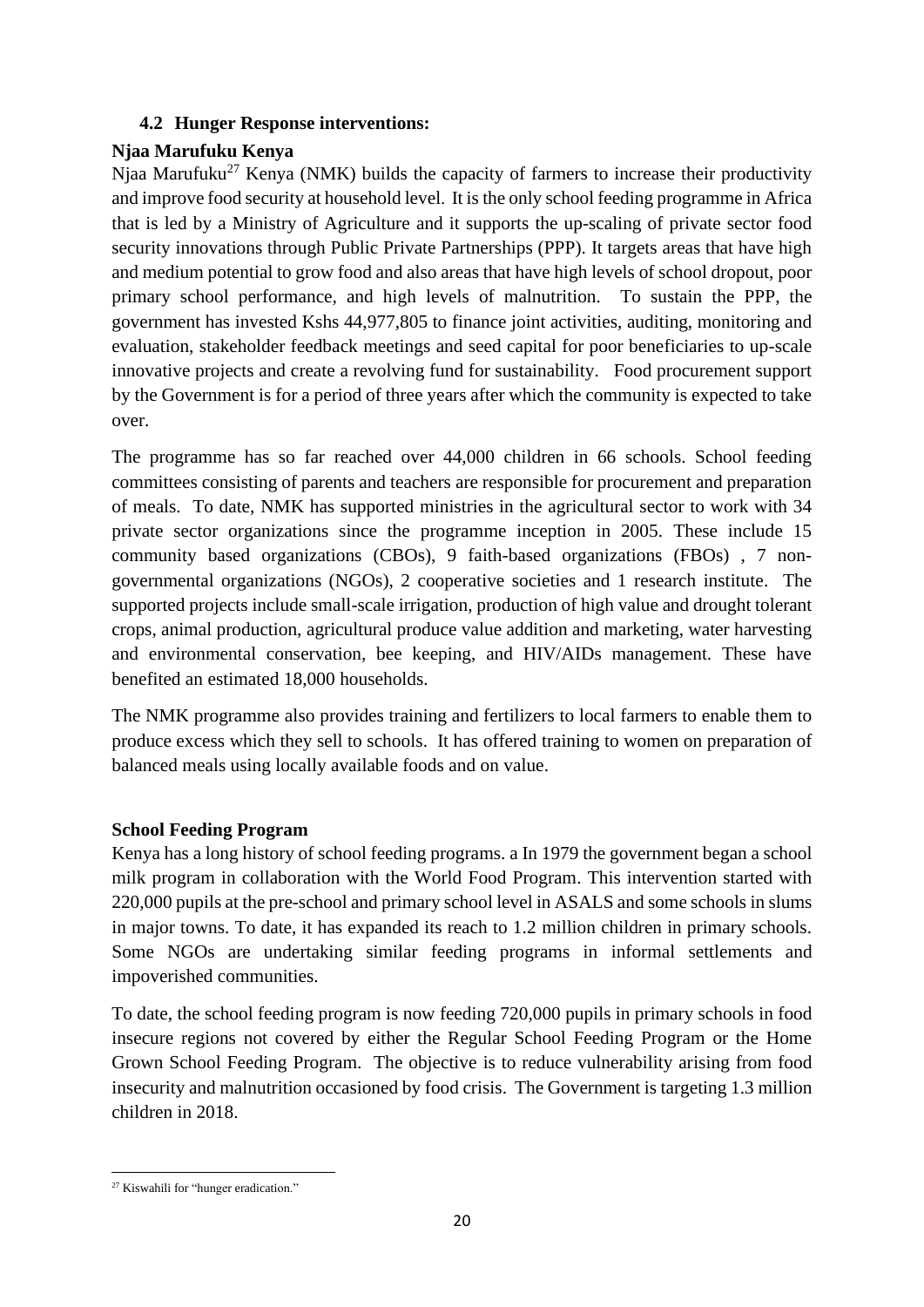### 4.2 Hunger Response interventions:

**Njaa Marufuku Kenya**

Njaa Marufuku[27] Kenya (NMK) builds the capacity of farmers to increase their productivity and improve food security at household level. It is the only school feeding programme in Africa that is led by a Ministry of Agriculture and it supports the up-scaling of private sector food security innovations through Public Private Partnerships (PPP). It targets areas that have high and medium potential to grow food and also areas that have high levels of school dropout, poor primary school performance, and high levels of malnutrition. To sustain the PPP, the government has invested Kshs 44,977,805 to finance joint activities, auditing, monitoring and evaluation, stakeholder feedback meetings and seed capital for poor beneficiaries to up-scale innovative projects and create a revolving fund for sustainability. Food procurement support by the Government is for a period of three years after which the community is expected to take over.

The programme has so far reached over 44,000 children in 66 schools. School feeding committees consisting of parents and teachers are responsible for procurement and preparation of meals. To date, NMK has supported ministries in the agricultural sector to work with 34 private sector organizations since the programme inception in 2005. These include 15 community based organizations (CBOs), 9 faith-based organizations (FBOs) , 7 non-governmental organizations (NGOs), 2 cooperative societies and 1 research institute. The supported projects include small-scale irrigation, production of high value and drought tolerant crops, animal production, agricultural produce value addition and marketing, water harvesting and environmental conservation, bee keeping, and HIV/AIDs management. These have benefited an estimated 18,000 households.

The NMK programme also provides training and fertilizers to local farmers to enable them to produce excess which they sell to schools. It has offered training to women on preparation of balanced meals using locally available foods and on value.

**School Feeding Program**

Kenya has a long history of school feeding programs. a In 1979 the government began a school milk program in collaboration with the World Food Program. This intervention started with 220,000 pupils at the pre-school and primary school level in ASALS and some schools in slums in major towns. To date, it has expanded its reach to 1.2 million children in primary schools. Some NGOs are undertaking similar feeding programs in informal settlements and impoverished communities.

To date, the school feeding program is now feeding 720,000 pupils in primary schools in food insecure regions not covered by either the Regular School Feeding Program or the Home Grown School Feeding Program. The objective is to reduce vulnerability arising from food insecurity and malnutrition occasioned by food crisis. The Government is targeting 1.3 million children in 2018.

[27] Kiswahili for "hunger eradication."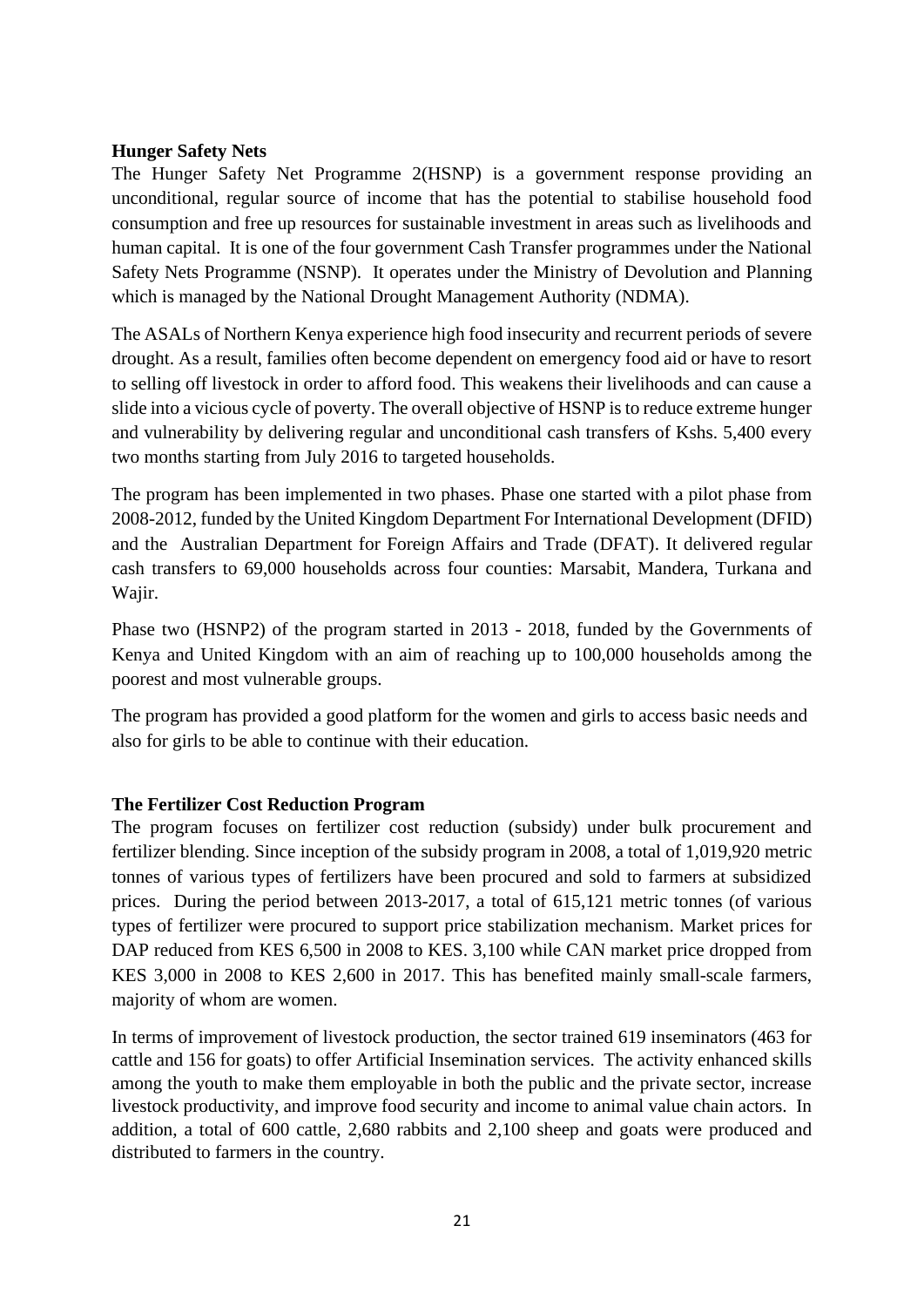**Hunger Safety Nets**

The Hunger Safety Net Programme 2(HSNP) is a government response providing an unconditional, regular source of income that has the potential to stabilise household food consumption and free up resources for sustainable investment in areas such as livelihoods and human capital. It is one of the four government Cash Transfer programmes under the National Safety Nets Programme (NSNP). It operates under the Ministry of Devolution and Planning which is managed by the National Drought Management Authority (NDMA).

The ASALs of Northern Kenya experience high food insecurity and recurrent periods of severe drought. As a result, families often become dependent on emergency food aid or have to resort to selling off livestock in order to afford food. This weakens their livelihoods and can cause a slide into a vicious cycle of poverty. The overall objective of HSNP is to reduce extreme hunger and vulnerability by delivering regular and unconditional cash transfers of Kshs. 5,400 every two months starting from July 2016 to targeted households.

The program has been implemented in two phases. Phase one started with a pilot phase from 2008-2012, funded by the United Kingdom Department For International Development (DFID) and the Australian Department for Foreign Affairs and Trade (DFAT). It delivered regular cash transfers to 69,000 households across four counties: Marsabit, Mandera, Turkana and Wajir.

Phase two (HSNP2) of the program started in 2013 - 2018, funded by the Governments of Kenya and United Kingdom with an aim of reaching up to 100,000 households among the poorest and most vulnerable groups.

The program has provided a good platform for the women and girls to access basic needs and also for girls to be able to continue with their education.

**The Fertilizer Cost Reduction Program**

The program focuses on fertilizer cost reduction (subsidy) under bulk procurement and fertilizer blending. Since inception of the subsidy program in 2008, a total of 1,019,920 metric tonnes of various types of fertilizers have been procured and sold to farmers at subsidized prices. During the period between 2013-2017, a total of 615,121 metric tonnes (of various types of fertilizer were procured to support price stabilization mechanism. Market prices for DAP reduced from KES 6,500 in 2008 to KES. 3,100 while CAN market price dropped from KES 3,000 in 2008 to KES 2,600 in 2017. This has benefited mainly small-scale farmers, majority of whom are women.

In terms of improvement of livestock production, the sector trained 619 inseminators (463 for cattle and 156 for goats) to offer Artificial Insemination services. The activity enhanced skills among the youth to make them employable in both the public and the private sector, increase livestock productivity, and improve food security and income to animal value chain actors. In addition, a total of 600 cattle, 2,680 rabbits and 2,100 sheep and goats were produced and distributed to farmers in the country.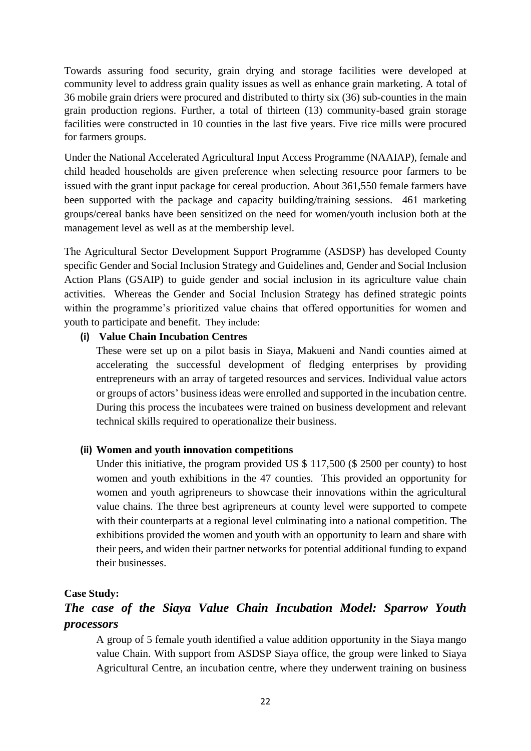Towards assuring food security, grain drying and storage facilities were developed at community level to address grain quality issues as well as enhance grain marketing. A total of 36 mobile grain driers were procured and distributed to thirty six (36) sub-counties in the main grain production regions. Further, a total of thirteen (13) community-based grain storage facilities were constructed in 10 counties in the last five years. Five rice mills were procured for farmers groups.

Under the National Accelerated Agricultural Input Access Programme (NAAIAP), female and child headed households are given preference when selecting resource poor farmers to be issued with the grant input package for cereal production. About 361,550 female farmers have been supported with the package and capacity building/training sessions. 461 marketing groups/cereal banks have been sensitized on the need for women/youth inclusion both at the management level as well as at the membership level.

The Agricultural Sector Development Support Programme (ASDSP) has developed County specific Gender and Social Inclusion Strategy and Guidelines and, Gender and Social Inclusion Action Plans (GSAIP) to guide gender and social inclusion in its agriculture value chain activities. Whereas the Gender and Social Inclusion Strategy has defined strategic points within the programme's prioritized value chains that offered opportunities for women and youth to participate and benefit. They include:

**(i) Value Chain Incubation Centres**

These were set up on a pilot basis in Siaya, Makueni and Nandi counties aimed at accelerating the successful development of fledging enterprises by providing entrepreneurs with an array of targeted resources and services. Individual value actors or groups of actors' business ideas were enrolled and supported in the incubation centre. During this process the incubatees were trained on business development and relevant technical skills required to operationalize their business.

**(ii) Women and youth innovation competitions**

Under this initiative, the program provided US $ 117,500 ($ 2500 per county) to host women and youth exhibitions in the 47 counties. This provided an opportunity for women and youth agripreneurs to showcase their innovations within the agricultural value chains. The three best agripreneurs at county level were supported to compete with their counterparts at a regional level culminating into a national competition. The exhibitions provided the women and youth with an opportunity to learn and share with their peers, and widen their partner networks for potential additional funding to expand their businesses.

**Case Study:**

***The case of the Siaya Value Chain Incubation Model: Sparrow Youth processors***

A group of 5 female youth identified a value addition opportunity in the Siaya mango value Chain. With support from ASDSP Siaya office, the group were linked to Siaya Agricultural Centre, an incubation centre, where they underwent training on business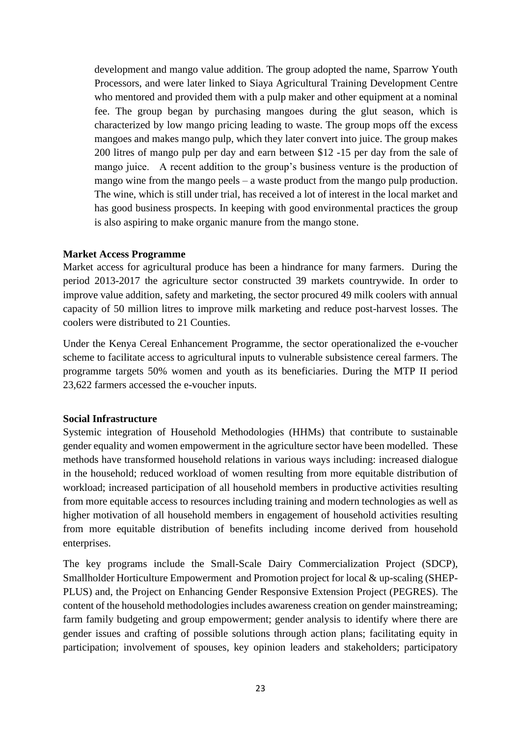development and mango value addition. The group adopted the name, Sparrow Youth Processors, and were later linked to Siaya Agricultural Training Development Centre who mentored and provided them with a pulp maker and other equipment at a nominal fee. The group began by purchasing mangoes during the glut season, which is characterized by low mango pricing leading to waste. The group mops off the excess mangoes and makes mango pulp, which they later convert into juice. The group makes 200 litres of mango pulp per day and earn between $12 -15 per day from the sale of mango juice. A recent addition to the group's business venture is the production of mango wine from the mango peels – a waste product from the mango pulp production. The wine, which is still under trial, has received a lot of interest in the local market and has good business prospects. In keeping with good environmental practices the group is also aspiring to make organic manure from the mango stone.

**Market Access Programme**

Market access for agricultural produce has been a hindrance for many farmers. During the period 2013-2017 the agriculture sector constructed 39 markets countrywide. In order to improve value addition, safety and marketing, the sector procured 49 milk coolers with annual capacity of 50 million litres to improve milk marketing and reduce post-harvest losses. The coolers were distributed to 21 Counties.

Under the Kenya Cereal Enhancement Programme, the sector operationalized the e-voucher scheme to facilitate access to agricultural inputs to vulnerable subsistence cereal farmers. The programme targets 50% women and youth as its beneficiaries. During the MTP II period 23,622 farmers accessed the e-voucher inputs.

**Social Infrastructure**

Systemic integration of Household Methodologies (HHMs) that contribute to sustainable gender equality and women empowerment in the agriculture sector have been modelled. These methods have transformed household relations in various ways including: increased dialogue in the household; reduced workload of women resulting from more equitable distribution of workload; increased participation of all household members in productive activities resulting from more equitable access to resources including training and modern technologies as well as higher motivation of all household members in engagement of household activities resulting from more equitable distribution of benefits including income derived from household enterprises.

The key programs include the Small-Scale Dairy Commercialization Project (SDCP), Smallholder Horticulture Empowerment and Promotion project for local & up-scaling (SHEP-PLUS) and, the Project on Enhancing Gender Responsive Extension Project (PEGRES). The content of the household methodologies includes awareness creation on gender mainstreaming; farm family budgeting and group empowerment; gender analysis to identify where there are gender issues and crafting of possible solutions through action plans; facilitating equity in participation; involvement of spouses, key opinion leaders and stakeholders; participatory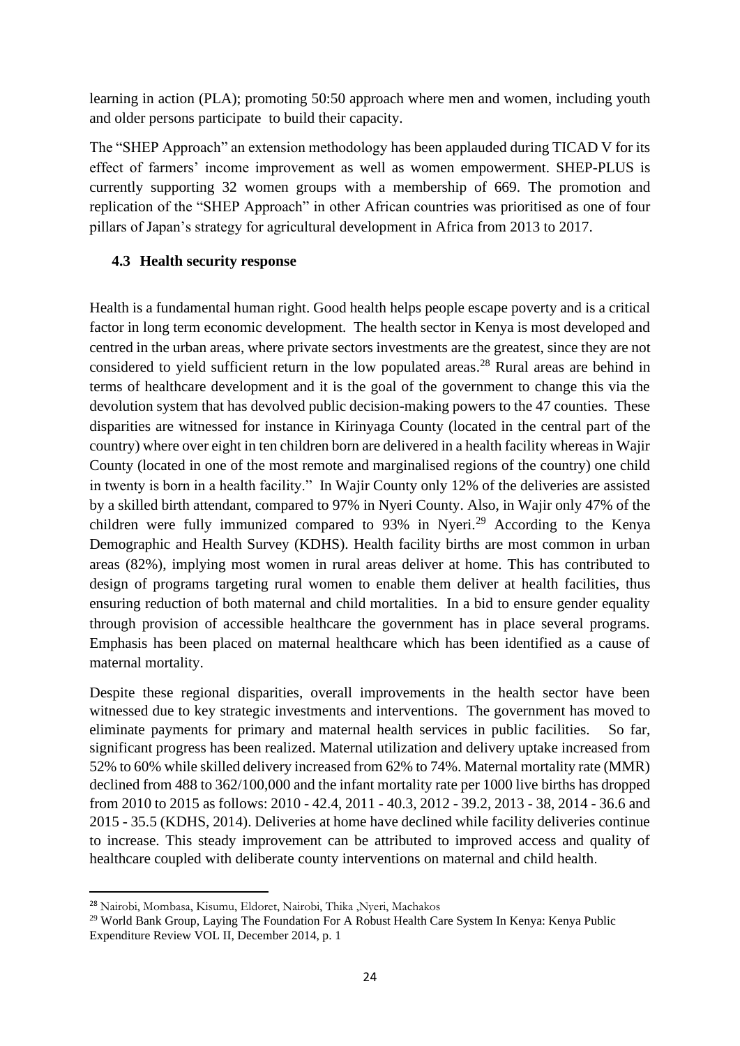learning in action (PLA); promoting 50:50 approach where men and women, including youth and older persons participate to build their capacity.

The "SHEP Approach" an extension methodology has been applauded during TICAD V for its effect of farmers' income improvement as well as women empowerment. SHEP-PLUS is currently supporting 32 women groups with a membership of 669. The promotion and replication of the "SHEP Approach" in other African countries was prioritised as one of four pillars of Japan's strategy for agricultural development in Africa from 2013 to 2017.

### 4.3 Health security response

Health is a fundamental human right. Good health helps people escape poverty and is a critical factor in long term economic development. The health sector in Kenya is most developed and centred in the urban areas, where private sectors investments are the greatest, since they are not considered to yield sufficient return in the low populated areas.[28] Rural areas are behind in terms of healthcare development and it is the goal of the government to change this via the devolution system that has devolved public decision-making powers to the 47 counties. These disparities are witnessed for instance in Kirinyaga County (located in the central part of the country) where over eight in ten children born are delivered in a health facility whereas in Wajir County (located in one of the most remote and marginalised regions of the country) one child in twenty is born in a health facility." In Wajir County only 12% of the deliveries are assisted by a skilled birth attendant, compared to 97% in Nyeri County. Also, in Wajir only 47% of the children were fully immunized compared to 93% in Nyeri.[29] According to the Kenya Demographic and Health Survey (KDHS). Health facility births are most common in urban areas (82%), implying most women in rural areas deliver at home. This has contributed to design of programs targeting rural women to enable them deliver at health facilities, thus ensuring reduction of both maternal and child mortalities. In a bid to ensure gender equality through provision of accessible healthcare the government has in place several programs. Emphasis has been placed on maternal healthcare which has been identified as a cause of maternal mortality.

Despite these regional disparities, overall improvements in the health sector have been witnessed due to key strategic investments and interventions. The government has moved to eliminate payments for primary and maternal health services in public facilities. So far, significant progress has been realized. Maternal utilization and delivery uptake increased from 52% to 60% while skilled delivery increased from 62% to 74%. Maternal mortality rate (MMR) declined from 488 to 362/100,000 and the infant mortality rate per 1000 live births has dropped from 2010 to 2015 as follows: 2010 - 42.4, 2011 - 40.3, 2012 - 39.2, 2013 - 38, 2014 - 36.6 and 2015 - 35.5 (KDHS, 2014). Deliveries at home have declined while facility deliveries continue to increase. This steady improvement can be attributed to improved access and quality of healthcare coupled with deliberate county interventions on maternal and child health.

---

[28] Nairobi, Mombasa, Kisumu, Eldoret, Nairobi, Thika ,Nyeri, Machakos

[29] World Bank Group, Laying The Foundation For A Robust Health Care System In Kenya: Kenya Public Expenditure Review VOL II, December 2014, p. 1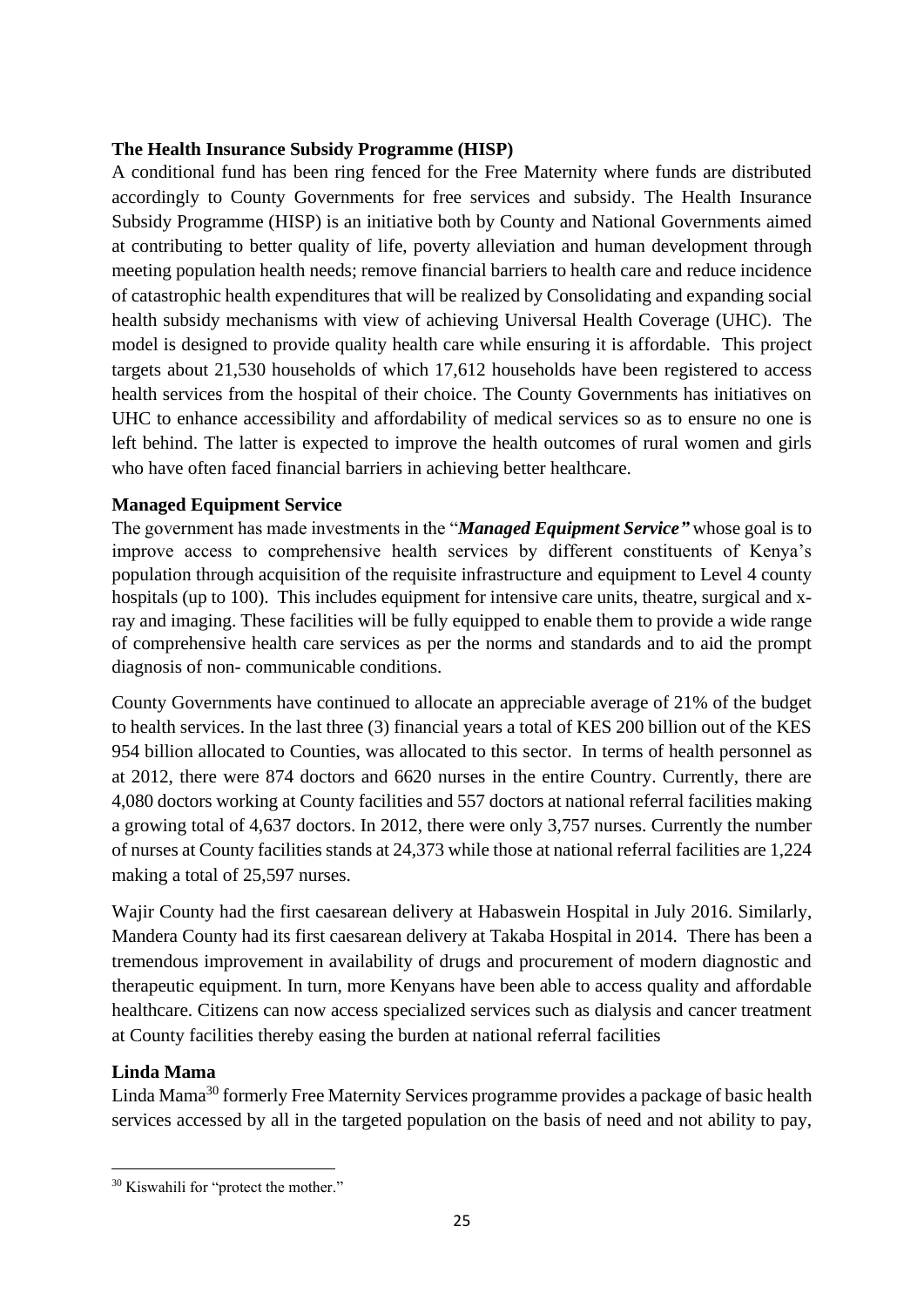**The Health Insurance Subsidy Programme (HISP)**

A conditional fund has been ring fenced for the Free Maternity where funds are distributed accordingly to County Governments for free services and subsidy. The Health Insurance Subsidy Programme (HISP) is an initiative both by County and National Governments aimed at contributing to better quality of life, poverty alleviation and human development through meeting population health needs; remove financial barriers to health care and reduce incidence of catastrophic health expenditures that will be realized by Consolidating and expanding social health subsidy mechanisms with view of achieving Universal Health Coverage (UHC). The model is designed to provide quality health care while ensuring it is affordable. This project targets about 21,530 households of which 17,612 households have been registered to access health services from the hospital of their choice. The County Governments has initiatives on UHC to enhance accessibility and affordability of medical services so as to ensure no one is left behind. The latter is expected to improve the health outcomes of rural women and girls who have often faced financial barriers in achieving better healthcare.

**Managed Equipment Service**

The government has made investments in the "***Managed Equipment Service"*** whose goal is to improve access to comprehensive health services by different constituents of Kenya's population through acquisition of the requisite infrastructure and equipment to Level 4 county hospitals (up to 100). This includes equipment for intensive care units, theatre, surgical and x-ray and imaging. These facilities will be fully equipped to enable them to provide a wide range of comprehensive health care services as per the norms and standards and to aid the prompt diagnosis of non- communicable conditions.

County Governments have continued to allocate an appreciable average of 21% of the budget to health services. In the last three (3) financial years a total of KES 200 billion out of the KES 954 billion allocated to Counties, was allocated to this sector. In terms of health personnel as at 2012, there were 874 doctors and 6620 nurses in the entire Country. Currently, there are 4,080 doctors working at County facilities and 557 doctors at national referral facilities making a growing total of 4,637 doctors. In 2012, there were only 3,757 nurses. Currently the number of nurses at County facilities stands at 24,373 while those at national referral facilities are 1,224 making a total of 25,597 nurses.

Wajir County had the first caesarean delivery at Habaswein Hospital in July 2016. Similarly, Mandera County had its first caesarean delivery at Takaba Hospital in 2014. There has been a tremendous improvement in availability of drugs and procurement of modern diagnostic and therapeutic equipment. In turn, more Kenyans have been able to access quality and affordable healthcare. Citizens can now access specialized services such as dialysis and cancer treatment at County facilities thereby easing the burden at national referral facilities

**Linda Mama**

Linda Mama[30] formerly Free Maternity Services programme provides a package of basic health services accessed by all in the targeted population on the basis of need and not ability to pay,

[30] Kiswahili for "protect the mother."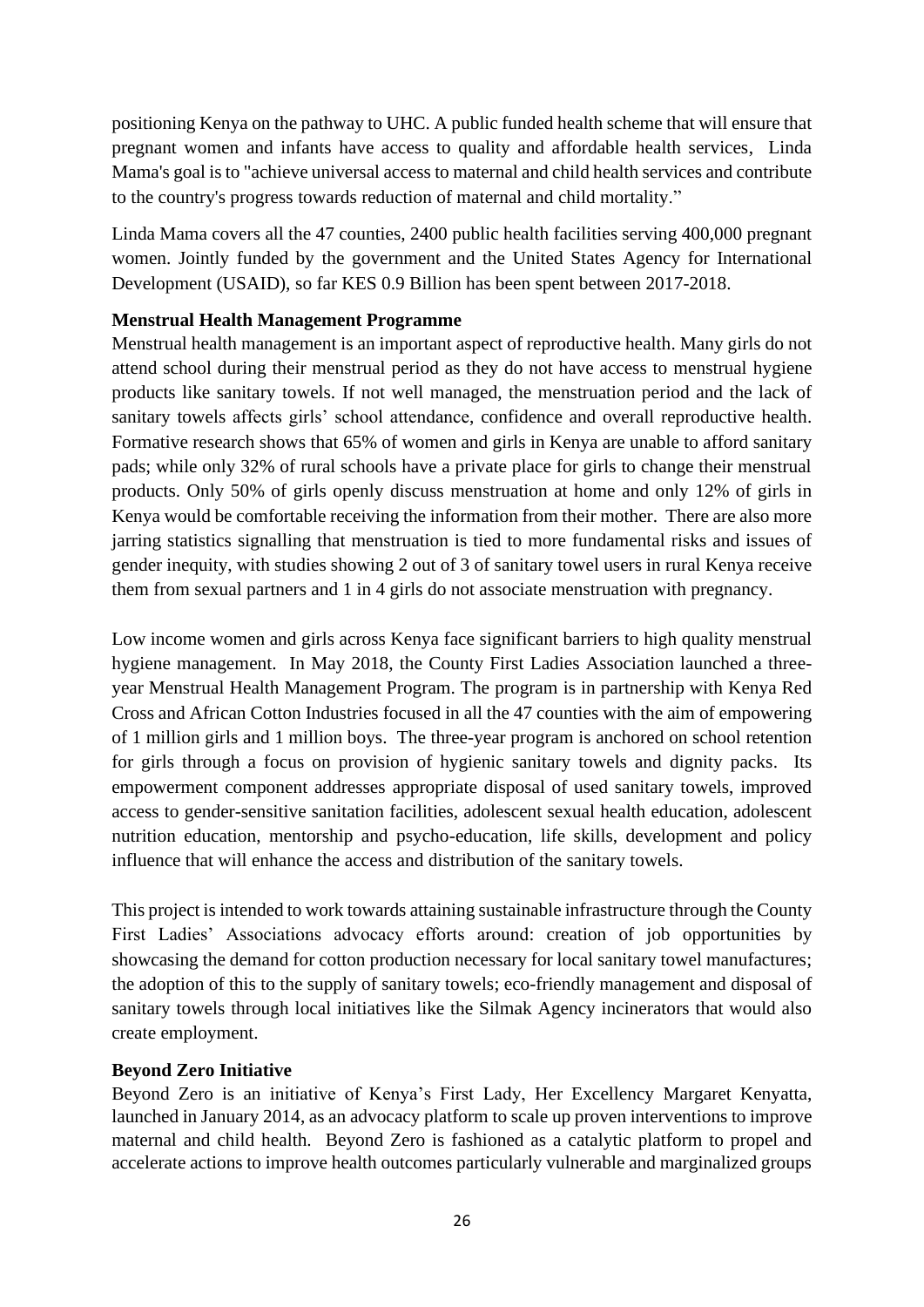positioning Kenya on the pathway to UHC. A public funded health scheme that will ensure that pregnant women and infants have access to quality and affordable health services, Linda Mama's goal is to "achieve universal access to maternal and child health services and contribute to the country's progress towards reduction of maternal and child mortality."

Linda Mama covers all the 47 counties, 2400 public health facilities serving 400,000 pregnant women. Jointly funded by the government and the United States Agency for International Development (USAID), so far KES 0.9 Billion has been spent between 2017-2018.

**Menstrual Health Management Programme**

Menstrual health management is an important aspect of reproductive health. Many girls do not attend school during their menstrual period as they do not have access to menstrual hygiene products like sanitary towels. If not well managed, the menstruation period and the lack of sanitary towels affects girls' school attendance, confidence and overall reproductive health. Formative research shows that 65% of women and girls in Kenya are unable to afford sanitary pads; while only 32% of rural schools have a private place for girls to change their menstrual products. Only 50% of girls openly discuss menstruation at home and only 12% of girls in Kenya would be comfortable receiving the information from their mother. There are also more jarring statistics signalling that menstruation is tied to more fundamental risks and issues of gender inequity, with studies showing 2 out of 3 of sanitary towel users in rural Kenya receive them from sexual partners and 1 in 4 girls do not associate menstruation with pregnancy.

Low income women and girls across Kenya face significant barriers to high quality menstrual hygiene management. In May 2018, the County First Ladies Association launched a three-year Menstrual Health Management Program. The program is in partnership with Kenya Red Cross and African Cotton Industries focused in all the 47 counties with the aim of empowering of 1 million girls and 1 million boys. The three-year program is anchored on school retention for girls through a focus on provision of hygienic sanitary towels and dignity packs. Its empowerment component addresses appropriate disposal of used sanitary towels, improved access to gender-sensitive sanitation facilities, adolescent sexual health education, adolescent nutrition education, mentorship and psycho-education, life skills, development and policy influence that will enhance the access and distribution of the sanitary towels.

This project is intended to work towards attaining sustainable infrastructure through the County First Ladies' Associations advocacy efforts around: creation of job opportunities by showcasing the demand for cotton production necessary for local sanitary towel manufactures; the adoption of this to the supply of sanitary towels; eco-friendly management and disposal of sanitary towels through local initiatives like the Silmak Agency incinerators that would also create employment.

**Beyond Zero Initiative**

Beyond Zero is an initiative of Kenya's First Lady, Her Excellency Margaret Kenyatta, launched in January 2014, as an advocacy platform to scale up proven interventions to improve maternal and child health. Beyond Zero is fashioned as a catalytic platform to propel and accelerate actions to improve health outcomes particularly vulnerable and marginalized groups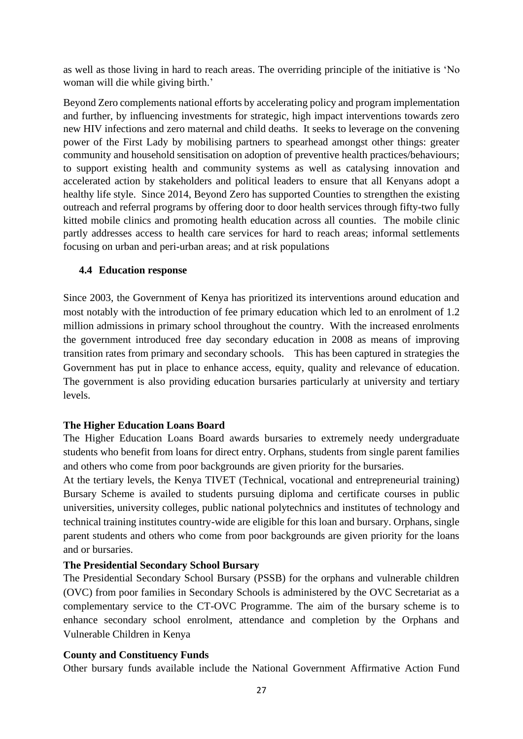as well as those living in hard to reach areas. The overriding principle of the initiative is 'No woman will die while giving birth.'

Beyond Zero complements national efforts by accelerating policy and program implementation and further, by influencing investments for strategic, high impact interventions towards zero new HIV infections and zero maternal and child deaths. It seeks to leverage on the convening power of the First Lady by mobilising partners to spearhead amongst other things: greater community and household sensitisation on adoption of preventive health practices/behaviours; to support existing health and community systems as well as catalysing innovation and accelerated action by stakeholders and political leaders to ensure that all Kenyans adopt a healthy life style. Since 2014, Beyond Zero has supported Counties to strengthen the existing outreach and referral programs by offering door to door health services through fifty-two fully kitted mobile clinics and promoting health education across all counties. The mobile clinic partly addresses access to health care services for hard to reach areas; informal settlements focusing on urban and peri-urban areas; and at risk populations

### 4.4 Education response

Since 2003, the Government of Kenya has prioritized its interventions around education and most notably with the introduction of fee primary education which led to an enrolment of 1.2 million admissions in primary school throughout the country. With the increased enrolments the government introduced free day secondary education in 2008 as means of improving transition rates from primary and secondary schools. This has been captured in strategies the Government has put in place to enhance access, equity, quality and relevance of education. The government is also providing education bursaries particularly at university and tertiary levels.

**The Higher Education Loans Board**

The Higher Education Loans Board awards bursaries to extremely needy undergraduate students who benefit from loans for direct entry. Orphans, students from single parent families and others who come from poor backgrounds are given priority for the bursaries.

At the tertiary levels, the Kenya TIVET (Technical, vocational and entrepreneurial training) Bursary Scheme is availed to students pursuing diploma and certificate courses in public universities, university colleges, public national polytechnics and institutes of technology and technical training institutes country-wide are eligible for this loan and bursary. Orphans, single parent students and others who come from poor backgrounds are given priority for the loans and or bursaries.

**The Presidential Secondary School Bursary**

The Presidential Secondary School Bursary (PSSB) for the orphans and vulnerable children (OVC) from poor families in Secondary Schools is administered by the OVC Secretariat as a complementary service to the CT-OVC Programme. The aim of the bursary scheme is to enhance secondary school enrolment, attendance and completion by the Orphans and Vulnerable Children in Kenya

**County and Constituency Funds**

Other bursary funds available include the National Government Affirmative Action Fund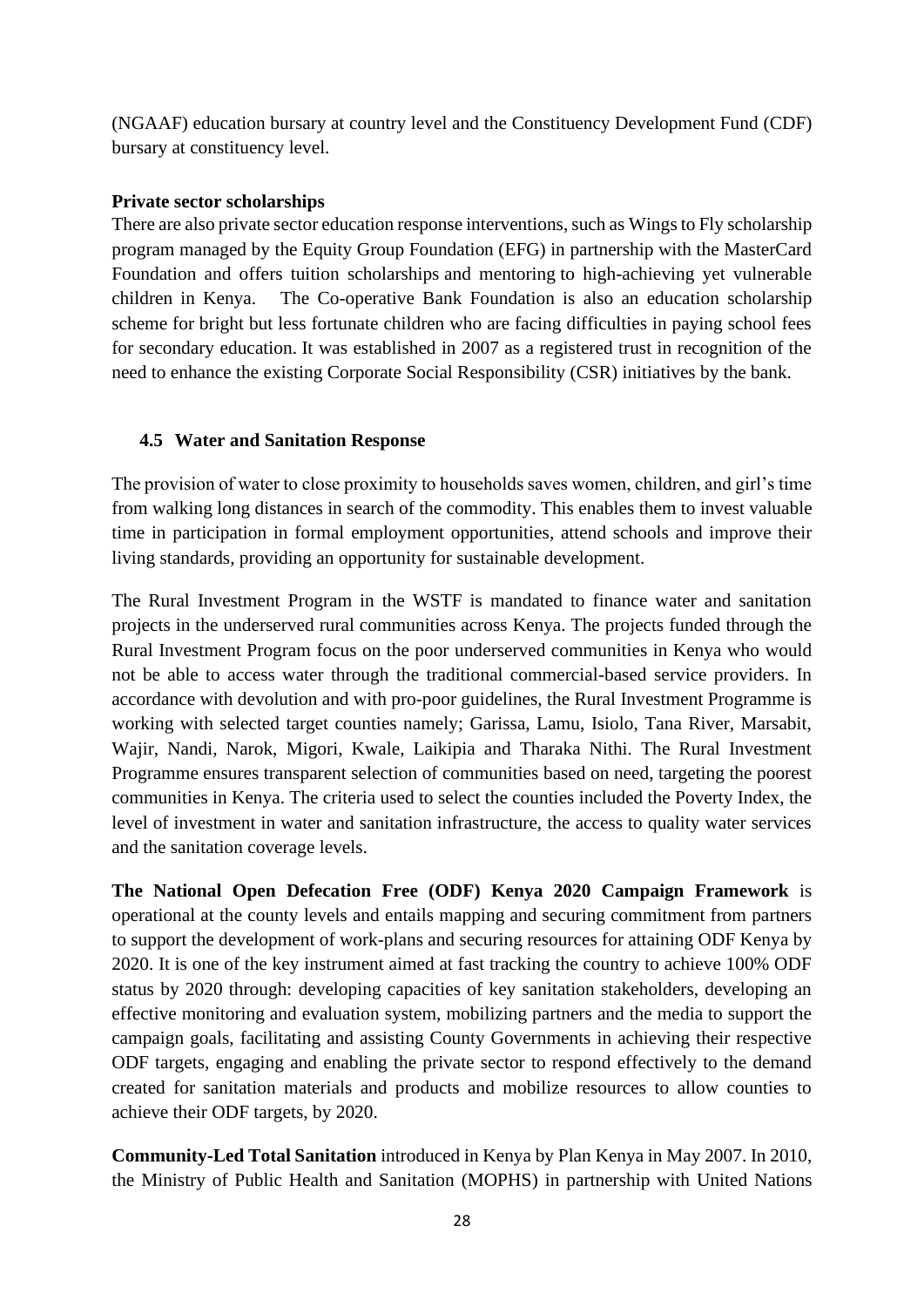(NGAAF) education bursary at country level and the Constituency Development Fund (CDF) bursary at constituency level.

**Private sector scholarships**

There are also private sector education response interventions, such as Wings to Fly scholarship program managed by the Equity Group Foundation (EFG) in partnership with the MasterCard Foundation and offers tuition scholarships and mentoring to high-achieving yet vulnerable children in Kenya. The Co-operative Bank Foundation is also an education scholarship scheme for bright but less fortunate children who are facing difficulties in paying school fees for secondary education. It was established in 2007 as a registered trust in recognition of the need to enhance the existing Corporate Social Responsibility (CSR) initiatives by the bank.

## 4.5 Water and Sanitation Response

The provision of water to close proximity to households saves women, children, and girl's time from walking long distances in search of the commodity. This enables them to invest valuable time in participation in formal employment opportunities, attend schools and improve their living standards, providing an opportunity for sustainable development.

The Rural Investment Program in the WSTF is mandated to finance water and sanitation projects in the underserved rural communities across Kenya. The projects funded through the Rural Investment Program focus on the poor underserved communities in Kenya who would not be able to access water through the traditional commercial-based service providers. In accordance with devolution and with pro-poor guidelines, the Rural Investment Programme is working with selected target counties namely; Garissa, Lamu, Isiolo, Tana River, Marsabit, Wajir, Nandi, Narok, Migori, Kwale, Laikipia and Tharaka Nithi. The Rural Investment Programme ensures transparent selection of communities based on need, targeting the poorest communities in Kenya. The criteria used to select the counties included the Poverty Index, the level of investment in water and sanitation infrastructure, the access to quality water services and the sanitation coverage levels.

**The National Open Defecation Free (ODF) Kenya 2020 Campaign Framework** is operational at the county levels and entails mapping and securing commitment from partners to support the development of work-plans and securing resources for attaining ODF Kenya by 2020. It is one of the key instrument aimed at fast tracking the country to achieve 100% ODF status by 2020 through: developing capacities of key sanitation stakeholders, developing an effective monitoring and evaluation system, mobilizing partners and the media to support the campaign goals, facilitating and assisting County Governments in achieving their respective ODF targets, engaging and enabling the private sector to respond effectively to the demand created for sanitation materials and products and mobilize resources to allow counties to achieve their ODF targets, by 2020.

**Community-Led Total Sanitation** introduced in Kenya by Plan Kenya in May 2007. In 2010, the Ministry of Public Health and Sanitation (MOPHS) in partnership with United Nations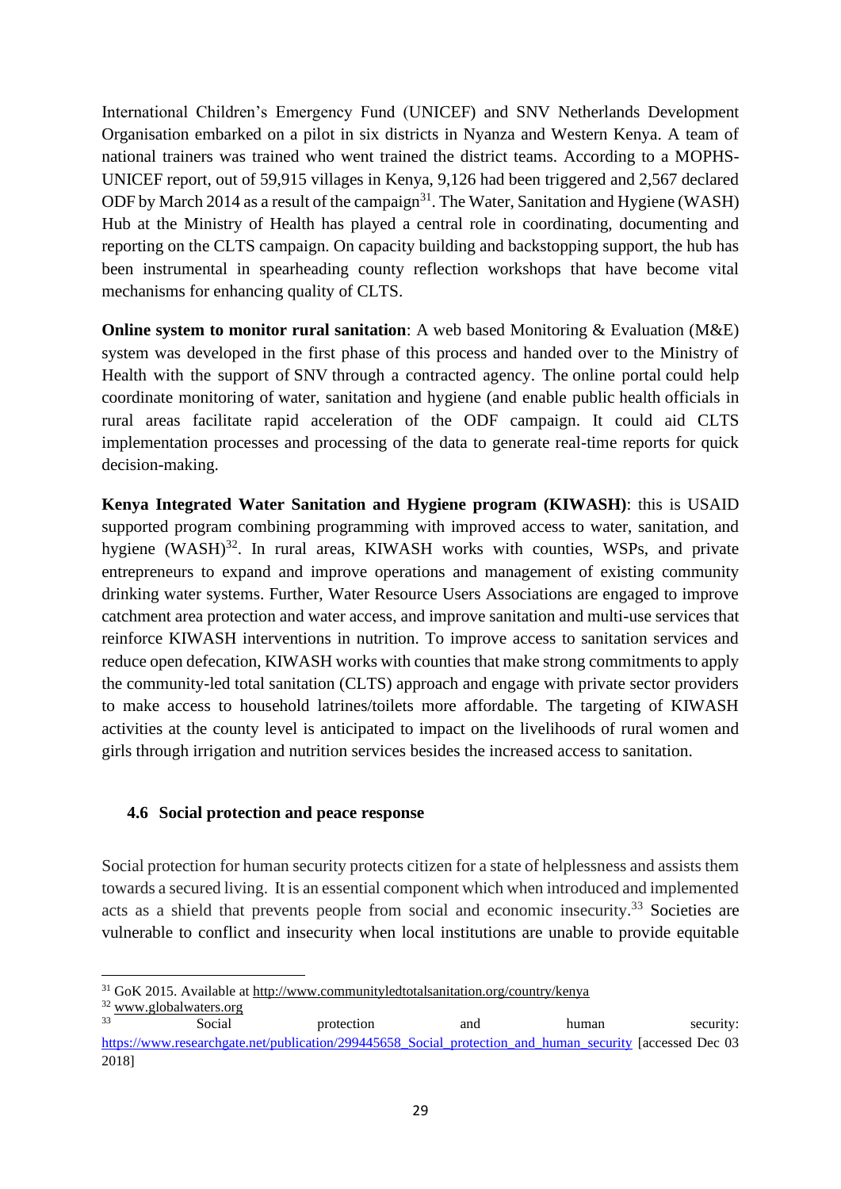International Children's Emergency Fund (UNICEF) and SNV Netherlands Development Organisation embarked on a pilot in six districts in Nyanza and Western Kenya. A team of national trainers was trained who went trained the district teams. According to a MOPHS-UNICEF report, out of 59,915 villages in Kenya, 9,126 had been triggered and 2,567 declared ODF by March 2014 as a result of the campaign[31]. The Water, Sanitation and Hygiene (WASH) Hub at the Ministry of Health has played a central role in coordinating, documenting and reporting on the CLTS campaign. On capacity building and backstopping support, the hub has been instrumental in spearheading county reflection workshops that have become vital mechanisms for enhancing quality of CLTS.

**Online system to monitor rural sanitation**: A web based Monitoring & Evaluation (M&E) system was developed in the first phase of this process and handed over to the Ministry of Health with the support of SNV through a contracted agency. The online portal could help coordinate monitoring of water, sanitation and hygiene (and enable public health officials in rural areas facilitate rapid acceleration of the ODF campaign. It could aid CLTS implementation processes and processing of the data to generate real-time reports for quick decision-making.

**Kenya Integrated Water Sanitation and Hygiene program (KIWASH)**: this is USAID supported program combining programming with improved access to water, sanitation, and hygiene (WASH)[32]. In rural areas, KIWASH works with counties, WSPs, and private entrepreneurs to expand and improve operations and management of existing community drinking water systems. Further, Water Resource Users Associations are engaged to improve catchment area protection and water access, and improve sanitation and multi-use services that reinforce KIWASH interventions in nutrition. To improve access to sanitation services and reduce open defecation, KIWASH works with counties that make strong commitments to apply the community-led total sanitation (CLTS) approach and engage with private sector providers to make access to household latrines/toilets more affordable. The targeting of KIWASH activities at the county level is anticipated to impact on the livelihoods of rural women and girls through irrigation and nutrition services besides the increased access to sanitation.

### 4.6 Social protection and peace response

Social protection for human security protects citizen for a state of helplessness and assists them towards a secured living. It is an essential component which when introduced and implemented acts as a shield that prevents people from social and economic insecurity.[33] Societies are vulnerable to conflict and insecurity when local institutions are unable to provide equitable

---

[31] GoK 2015. Available at http://www.communityledtotalsanitation.org/country/kenya

[32] www.globalwaters.org

[33] Social protection and human security: https://www.researchgate.net/publication/299445658_Social_protection_and_human_security [accessed Dec 03 2018]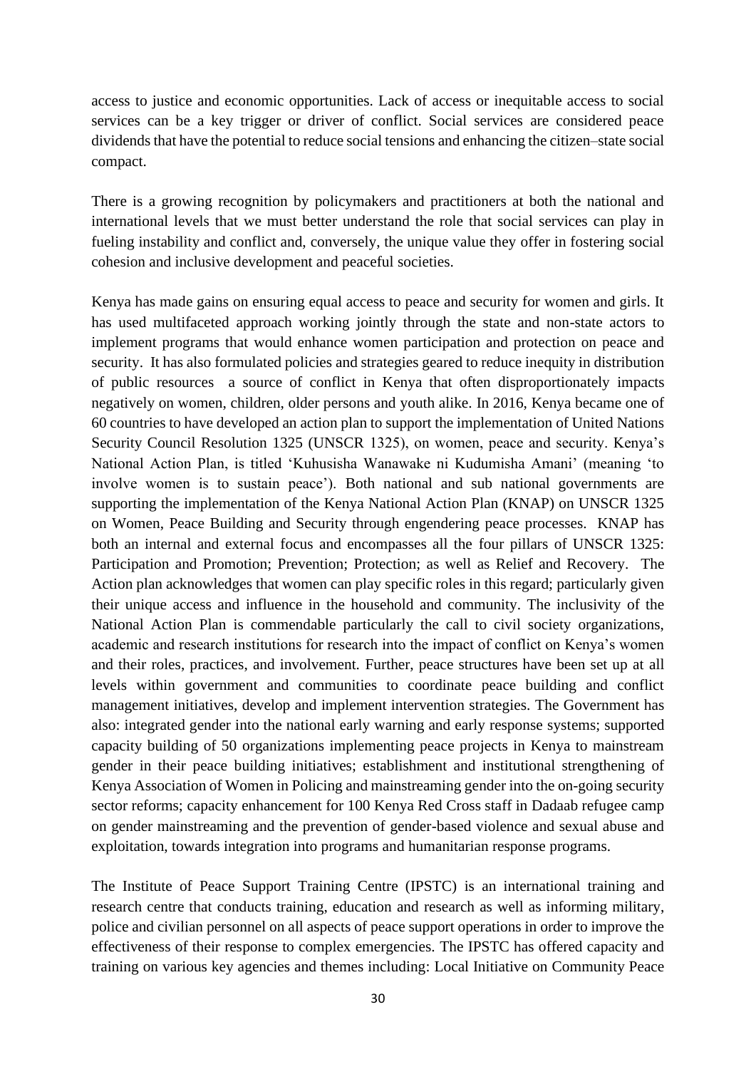access to justice and economic opportunities. Lack of access or inequitable access to social services can be a key trigger or driver of conflict. Social services are considered peace dividends that have the potential to reduce social tensions and enhancing the citizen–state social compact.

There is a growing recognition by policymakers and practitioners at both the national and international levels that we must better understand the role that social services can play in fueling instability and conflict and, conversely, the unique value they offer in fostering social cohesion and inclusive development and peaceful societies.

Kenya has made gains on ensuring equal access to peace and security for women and girls. It has used multifaceted approach working jointly through the state and non-state actors to implement programs that would enhance women participation and protection on peace and security. It has also formulated policies and strategies geared to reduce inequity in distribution of public resources a source of conflict in Kenya that often disproportionately impacts negatively on women, children, older persons and youth alike. In 2016, Kenya became one of 60 countries to have developed an action plan to support the implementation of United Nations Security Council Resolution 1325 (UNSCR 1325), on women, peace and security. Kenya's National Action Plan, is titled 'Kuhusisha Wanawake ni Kudumisha Amani' (meaning 'to involve women is to sustain peace'). Both national and sub national governments are supporting the implementation of the Kenya National Action Plan (KNAP) on UNSCR 1325 on Women, Peace Building and Security through engendering peace processes. KNAP has both an internal and external focus and encompasses all the four pillars of UNSCR 1325: Participation and Promotion; Prevention; Protection; as well as Relief and Recovery. The Action plan acknowledges that women can play specific roles in this regard; particularly given their unique access and influence in the household and community. The inclusivity of the National Action Plan is commendable particularly the call to civil society organizations, academic and research institutions for research into the impact of conflict on Kenya's women and their roles, practices, and involvement. Further, peace structures have been set up at all levels within government and communities to coordinate peace building and conflict management initiatives, develop and implement intervention strategies. The Government has also: integrated gender into the national early warning and early response systems; supported capacity building of 50 organizations implementing peace projects in Kenya to mainstream gender in their peace building initiatives; establishment and institutional strengthening of Kenya Association of Women in Policing and mainstreaming gender into the on-going security sector reforms; capacity enhancement for 100 Kenya Red Cross staff in Dadaab refugee camp on gender mainstreaming and the prevention of gender-based violence and sexual abuse and exploitation, towards integration into programs and humanitarian response programs.

The Institute of Peace Support Training Centre (IPSTC) is an international training and research centre that conducts training, education and research as well as informing military, police and civilian personnel on all aspects of peace support operations in order to improve the effectiveness of their response to complex emergencies. The IPSTC has offered capacity and training on various key agencies and themes including: Local Initiative on Community Peace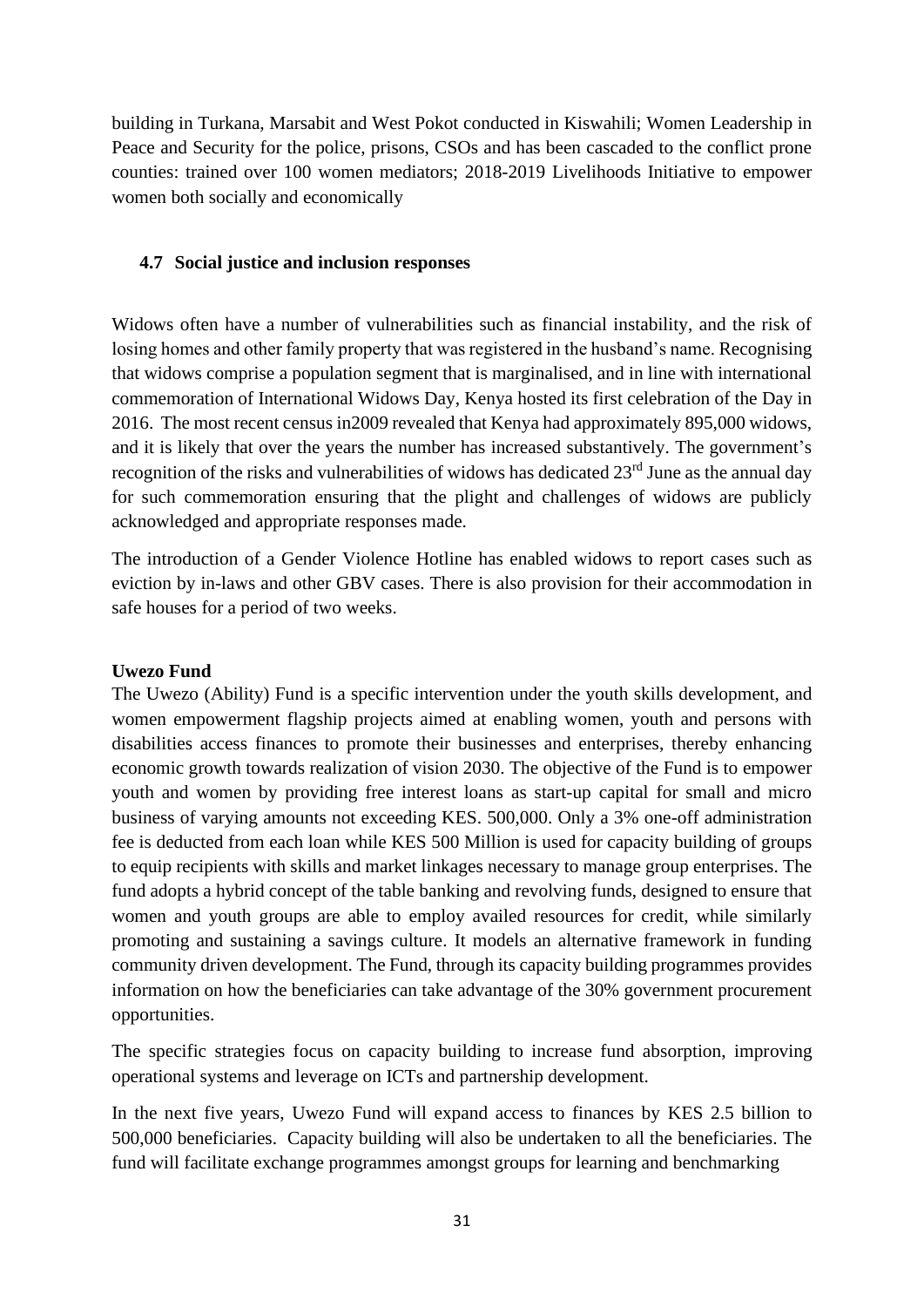building in Turkana, Marsabit and West Pokot conducted in Kiswahili; Women Leadership in Peace and Security for the police, prisons, CSOs and has been cascaded to the conflict prone counties: trained over 100 women mediators; 2018-2019 Livelihoods Initiative to empower women both socially and economically

### 4.7 Social justice and inclusion responses

Widows often have a number of vulnerabilities such as financial instability, and the risk of losing homes and other family property that was registered in the husband's name. Recognising that widows comprise a population segment that is marginalised, and in line with international commemoration of International Widows Day, Kenya hosted its first celebration of the Day in 2016. The most recent census in2009 revealed that Kenya had approximately 895,000 widows, and it is likely that over the years the number has increased substantively. The government's recognition of the risks and vulnerabilities of widows has dedicated 23rd June as the annual day for such commemoration ensuring that the plight and challenges of widows are publicly acknowledged and appropriate responses made.

The introduction of a Gender Violence Hotline has enabled widows to report cases such as eviction by in-laws and other GBV cases. There is also provision for their accommodation in safe houses for a period of two weeks.

**Uwezo Fund**

The Uwezo (Ability) Fund is a specific intervention under the youth skills development, and women empowerment flagship projects aimed at enabling women, youth and persons with disabilities access finances to promote their businesses and enterprises, thereby enhancing economic growth towards realization of vision 2030. The objective of the Fund is to empower youth and women by providing free interest loans as start-up capital for small and micro business of varying amounts not exceeding KES. 500,000. Only a 3% one-off administration fee is deducted from each loan while KES 500 Million is used for capacity building of groups to equip recipients with skills and market linkages necessary to manage group enterprises. The fund adopts a hybrid concept of the table banking and revolving funds, designed to ensure that women and youth groups are able to employ availed resources for credit, while similarly promoting and sustaining a savings culture. It models an alternative framework in funding community driven development. The Fund, through its capacity building programmes provides information on how the beneficiaries can take advantage of the 30% government procurement opportunities.

The specific strategies focus on capacity building to increase fund absorption, improving operational systems and leverage on ICTs and partnership development.

In the next five years, Uwezo Fund will expand access to finances by KES 2.5 billion to 500,000 beneficiaries. Capacity building will also be undertaken to all the beneficiaries. The fund will facilitate exchange programmes amongst groups for learning and benchmarking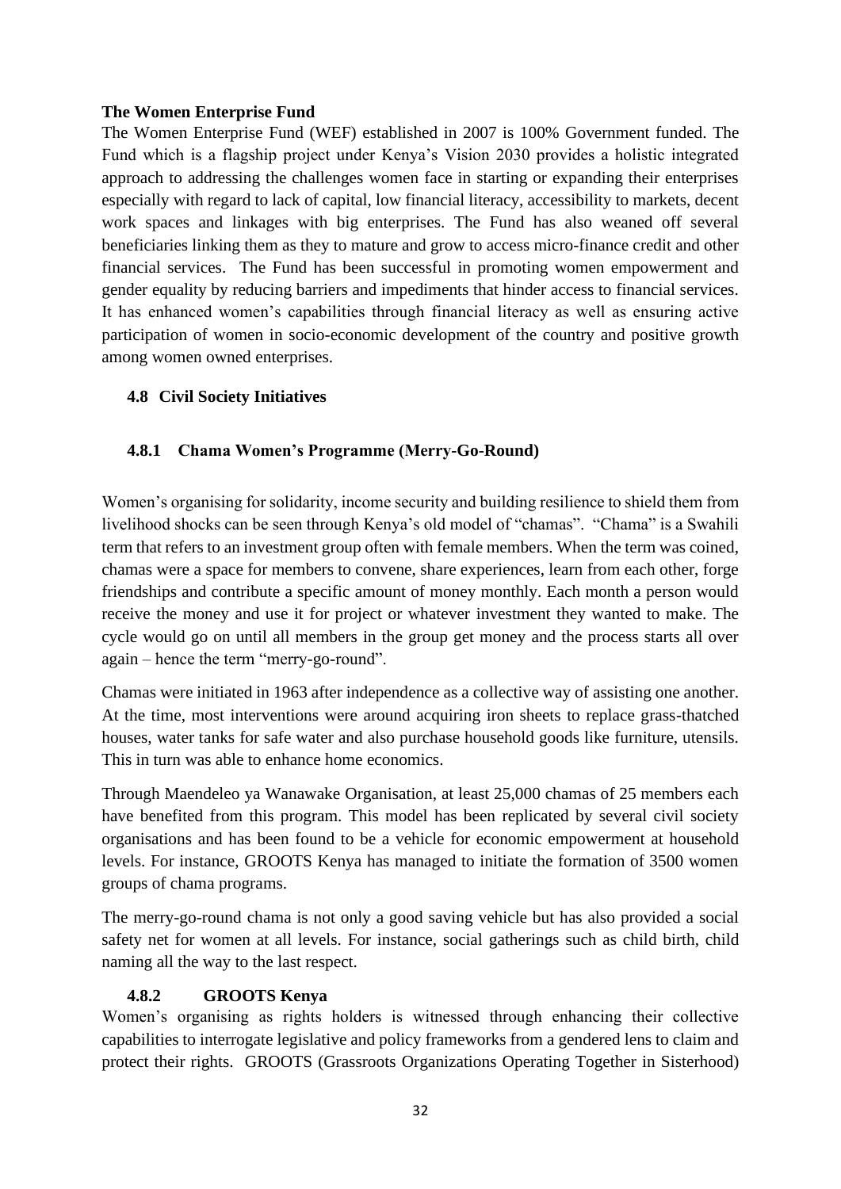**The Women Enterprise Fund**

The Women Enterprise Fund (WEF) established in 2007 is 100% Government funded. The Fund which is a flagship project under Kenya's Vision 2030 provides a holistic integrated approach to addressing the challenges women face in starting or expanding their enterprises especially with regard to lack of capital, low financial literacy, accessibility to markets, decent work spaces and linkages with big enterprises. The Fund has also weaned off several beneficiaries linking them as they to mature and grow to access micro-finance credit and other financial services. The Fund has been successful in promoting women empowerment and gender equality by reducing barriers and impediments that hinder access to financial services. It has enhanced women's capabilities through financial literacy as well as ensuring active participation of women in socio-economic development of the country and positive growth among women owned enterprises.

## 4.8 Civil Society Initiatives

### 4.8.1 Chama Women's Programme (Merry-Go-Round)

Women's organising for solidarity, income security and building resilience to shield them from livelihood shocks can be seen through Kenya's old model of "chamas". "Chama" is a Swahili term that refers to an investment group often with female members. When the term was coined, chamas were a space for members to convene, share experiences, learn from each other, forge friendships and contribute a specific amount of money monthly. Each month a person would receive the money and use it for project or whatever investment they wanted to make. The cycle would go on until all members in the group get money and the process starts all over again – hence the term "merry-go-round".

Chamas were initiated in 1963 after independence as a collective way of assisting one another. At the time, most interventions were around acquiring iron sheets to replace grass-thatched houses, water tanks for safe water and also purchase household goods like furniture, utensils. This in turn was able to enhance home economics.

Through Maendeleo ya Wanawake Organisation, at least 25,000 chamas of 25 members each have benefited from this program. This model has been replicated by several civil society organisations and has been found to be a vehicle for economic empowerment at household levels. For instance, GROOTS Kenya has managed to initiate the formation of 3500 women groups of chama programs.

The merry-go-round chama is not only a good saving vehicle but has also provided a social safety net for women at all levels. For instance, social gatherings such as child birth, child naming all the way to the last respect.

### 4.8.2 GROOTS Kenya

Women's organising as rights holders is witnessed through enhancing their collective capabilities to interrogate legislative and policy frameworks from a gendered lens to claim and protect their rights. GROOTS (Grassroots Organizations Operating Together in Sisterhood)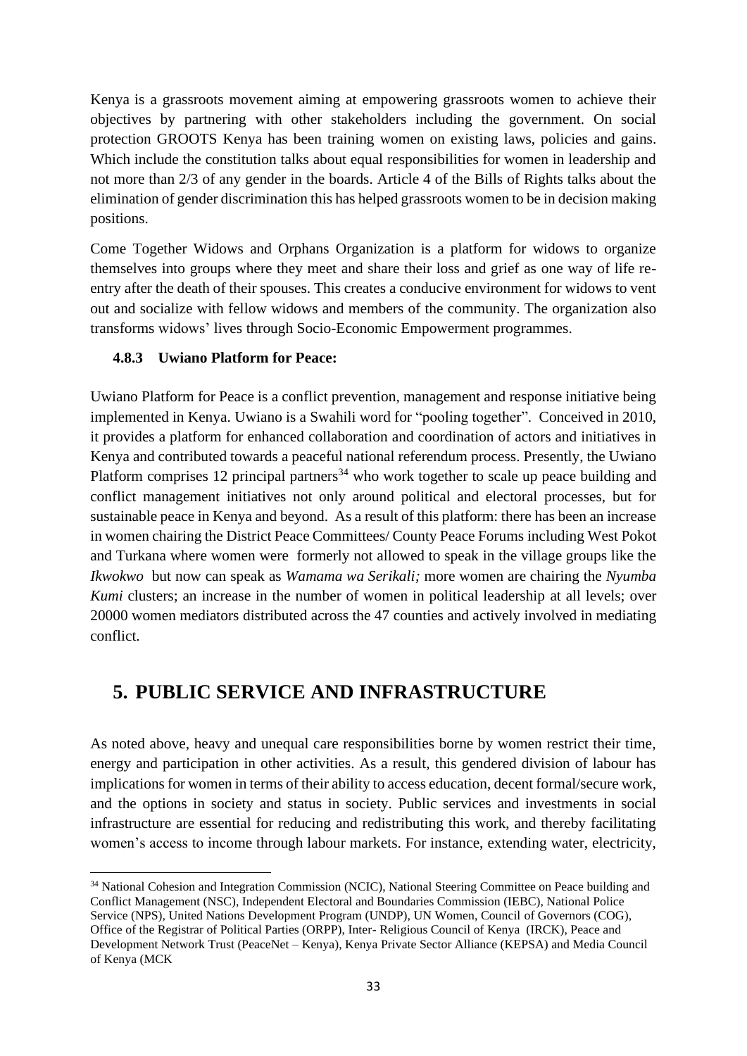Kenya is a grassroots movement aiming at empowering grassroots women to achieve their objectives by partnering with other stakeholders including the government. On social protection GROOTS Kenya has been training women on existing laws, policies and gains. Which include the constitution talks about equal responsibilities for women in leadership and not more than 2/3 of any gender in the boards. Article 4 of the Bills of Rights talks about the elimination of gender discrimination this has helped grassroots women to be in decision making positions.

Come Together Widows and Orphans Organization is a platform for widows to organize themselves into groups where they meet and share their loss and grief as one way of life re-entry after the death of their spouses. This creates a conducive environment for widows to vent out and socialize with fellow widows and members of the community. The organization also transforms widows' lives through Socio-Economic Empowerment programmes.

### 4.8.3 Uwiano Platform for Peace:

Uwiano Platform for Peace is a conflict prevention, management and response initiative being implemented in Kenya. Uwiano is a Swahili word for "pooling together". Conceived in 2010, it provides a platform for enhanced collaboration and coordination of actors and initiatives in Kenya and contributed towards a peaceful national referendum process. Presently, the Uwiano Platform comprises 12 principal partners[34] who work together to scale up peace building and conflict management initiatives not only around political and electoral processes, but for sustainable peace in Kenya and beyond. As a result of this platform: there has been an increase in women chairing the District Peace Committees/ County Peace Forums including West Pokot and Turkana where women were formerly not allowed to speak in the village groups like the *Ikwokwo* but now can speak as *Wamama wa Serikali;* more women are chairing the *Nyumba Kumi* clusters; an increase in the number of women in political leadership at all levels; over 20000 women mediators distributed across the 47 counties and actively involved in mediating conflict.

## 5. PUBLIC SERVICE AND INFRASTRUCTURE

As noted above, heavy and unequal care responsibilities borne by women restrict their time, energy and participation in other activities. As a result, this gendered division of labour has implications for women in terms of their ability to access education, decent formal/secure work, and the options in society and status in society. Public services and investments in social infrastructure are essential for reducing and redistributing this work, and thereby facilitating women's access to income through labour markets. For instance, extending water, electricity,

[34] National Cohesion and Integration Commission (NCIC), National Steering Committee on Peace building and Conflict Management (NSC), Independent Electoral and Boundaries Commission (IEBC), National Police Service (NPS), United Nations Development Program (UNDP), UN Women, Council of Governors (COG), Office of the Registrar of Political Parties (ORPP), Inter- Religious Council of Kenya (IRCK), Peace and Development Network Trust (PeaceNet – Kenya), Kenya Private Sector Alliance (KEPSA) and Media Council of Kenya (MCK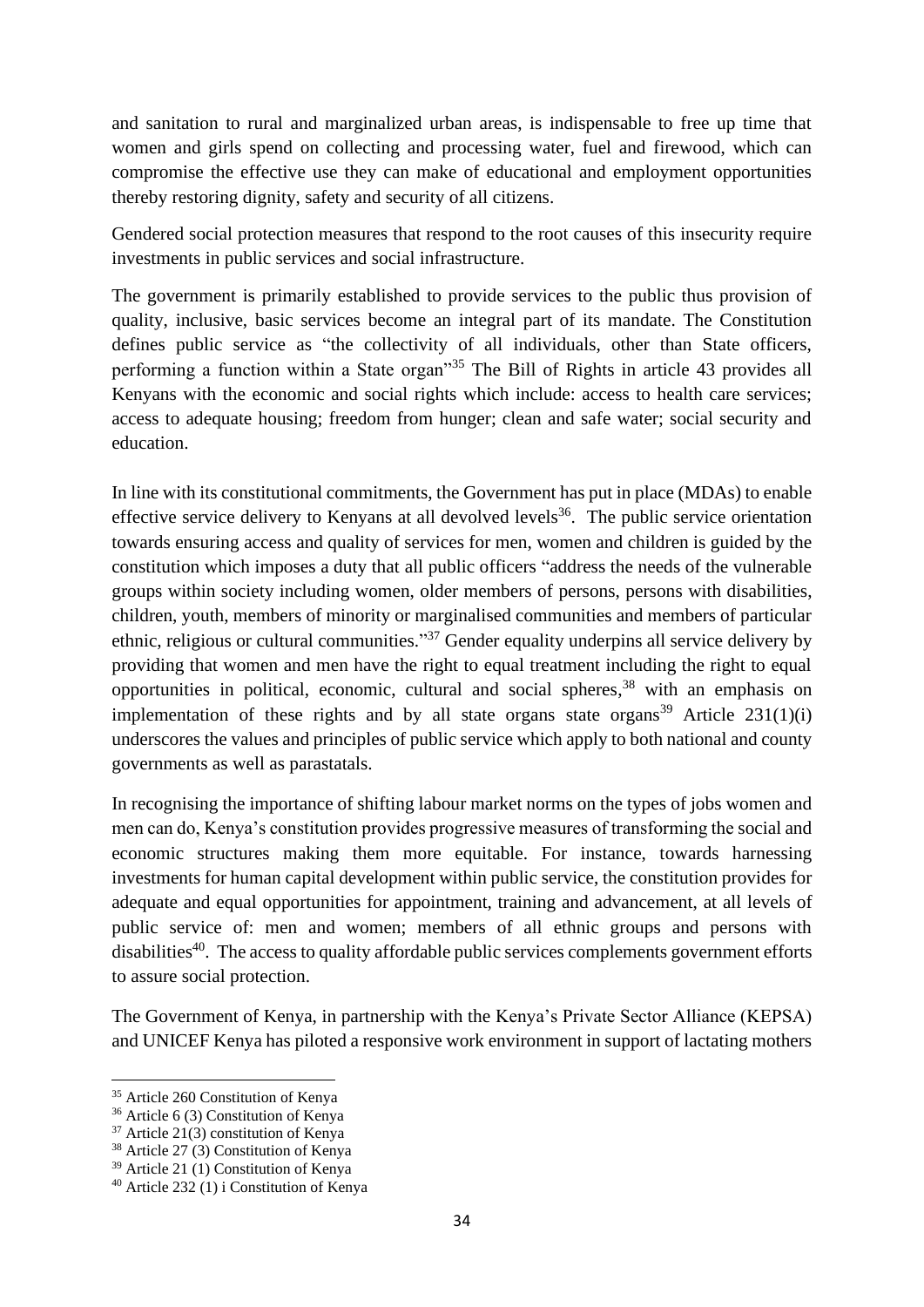and sanitation to rural and marginalized urban areas, is indispensable to free up time that women and girls spend on collecting and processing water, fuel and firewood, which can compromise the effective use they can make of educational and employment opportunities thereby restoring dignity, safety and security of all citizens.

Gendered social protection measures that respond to the root causes of this insecurity require investments in public services and social infrastructure.

The government is primarily established to provide services to the public thus provision of quality, inclusive, basic services become an integral part of its mandate. The Constitution defines public service as "the collectivity of all individuals, other than State officers, performing a function within a State organ"[35] The Bill of Rights in article 43 provides all Kenyans with the economic and social rights which include: access to health care services; access to adequate housing; freedom from hunger; clean and safe water; social security and education.

In line with its constitutional commitments, the Government has put in place (MDAs) to enable effective service delivery to Kenyans at all devolved levels[36]. The public service orientation towards ensuring access and quality of services for men, women and children is guided by the constitution which imposes a duty that all public officers "address the needs of the vulnerable groups within society including women, older members of persons, persons with disabilities, children, youth, members of minority or marginalised communities and members of particular ethnic, religious or cultural communities."[37] Gender equality underpins all service delivery by providing that women and men have the right to equal treatment including the right to equal opportunities in political, economic, cultural and social spheres,[38] with an emphasis on implementation of these rights and by all state organs state organs[39] Article 231(1)(i) underscores the values and principles of public service which apply to both national and county governments as well as parastatals.

In recognising the importance of shifting labour market norms on the types of jobs women and men can do, Kenya's constitution provides progressive measures of transforming the social and economic structures making them more equitable. For instance, towards harnessing investments for human capital development within public service, the constitution provides for adequate and equal opportunities for appointment, training and advancement, at all levels of public service of: men and women; members of all ethnic groups and persons with disabilities[40]. The access to quality affordable public services complements government efforts to assure social protection.

The Government of Kenya, in partnership with the Kenya's Private Sector Alliance (KEPSA) and UNICEF Kenya has piloted a responsive work environment in support of lactating mothers

---

[35] Article 260 Constitution of Kenya
[36] Article 6 (3) Constitution of Kenya
[37] Article 21(3) constitution of Kenya
[38] Article 27 (3) Constitution of Kenya
[39] Article 21 (1) Constitution of Kenya
[40] Article 232 (1) i Constitution of Kenya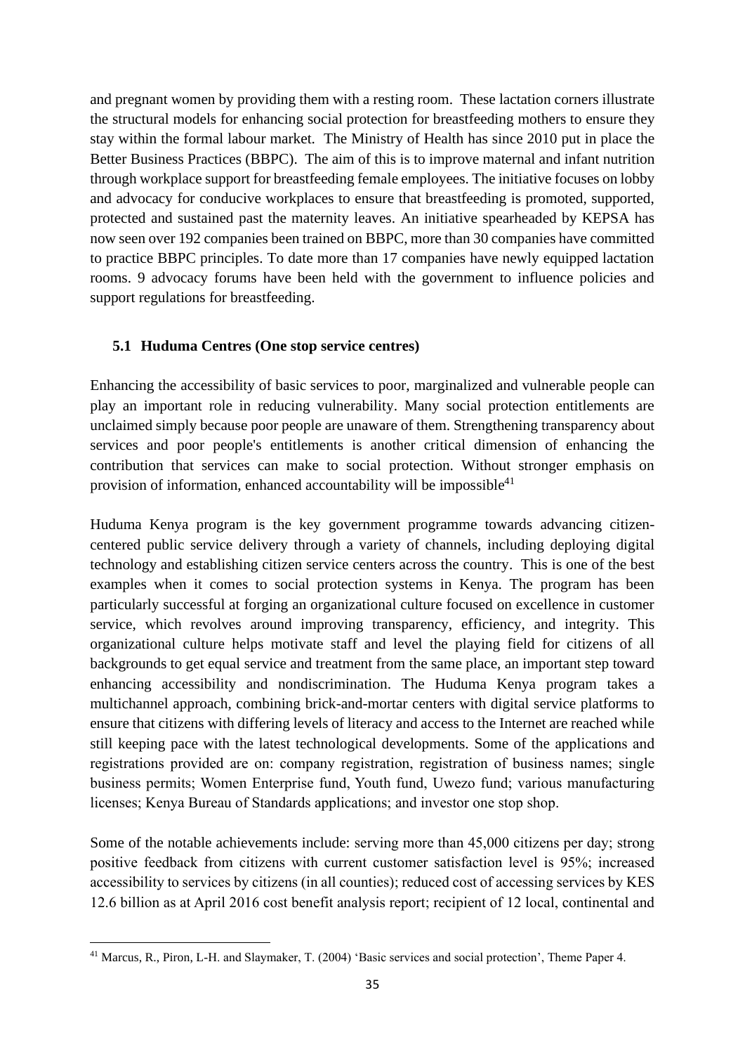and pregnant women by providing them with a resting room. These lactation corners illustrate the structural models for enhancing social protection for breastfeeding mothers to ensure they stay within the formal labour market. The Ministry of Health has since 2010 put in place the Better Business Practices (BBPC). The aim of this is to improve maternal and infant nutrition through workplace support for breastfeeding female employees. The initiative focuses on lobby and advocacy for conducive workplaces to ensure that breastfeeding is promoted, supported, protected and sustained past the maternity leaves. An initiative spearheaded by KEPSA has now seen over 192 companies been trained on BBPC, more than 30 companies have committed to practice BBPC principles. To date more than 17 companies have newly equipped lactation rooms. 9 advocacy forums have been held with the government to influence policies and support regulations for breastfeeding.

### 5.1 Huduma Centres (One stop service centres)

Enhancing the accessibility of basic services to poor, marginalized and vulnerable people can play an important role in reducing vulnerability. Many social protection entitlements are unclaimed simply because poor people are unaware of them. Strengthening transparency about services and poor people's entitlements is another critical dimension of enhancing the contribution that services can make to social protection. Without stronger emphasis on provision of information, enhanced accountability will be impossible[41]

Huduma Kenya program is the key government programme towards advancing citizen-centered public service delivery through a variety of channels, including deploying digital technology and establishing citizen service centers across the country. This is one of the best examples when it comes to social protection systems in Kenya. The program has been particularly successful at forging an organizational culture focused on excellence in customer service, which revolves around improving transparency, efficiency, and integrity. This organizational culture helps motivate staff and level the playing field for citizens of all backgrounds to get equal service and treatment from the same place, an important step toward enhancing accessibility and nondiscrimination. The Huduma Kenya program takes a multichannel approach, combining brick-and-mortar centers with digital service platforms to ensure that citizens with differing levels of literacy and access to the Internet are reached while still keeping pace with the latest technological developments. Some of the applications and registrations provided are on: company registration, registration of business names; single business permits; Women Enterprise fund, Youth fund, Uwezo fund; various manufacturing licenses; Kenya Bureau of Standards applications; and investor one stop shop.

Some of the notable achievements include: serving more than 45,000 citizens per day; strong positive feedback from citizens with current customer satisfaction level is 95%; increased accessibility to services by citizens (in all counties); reduced cost of accessing services by KES 12.6 billion as at April 2016 cost benefit analysis report; recipient of 12 local, continental and

[41] Marcus, R., Piron, L-H. and Slaymaker, T. (2004) 'Basic services and social protection', Theme Paper 4.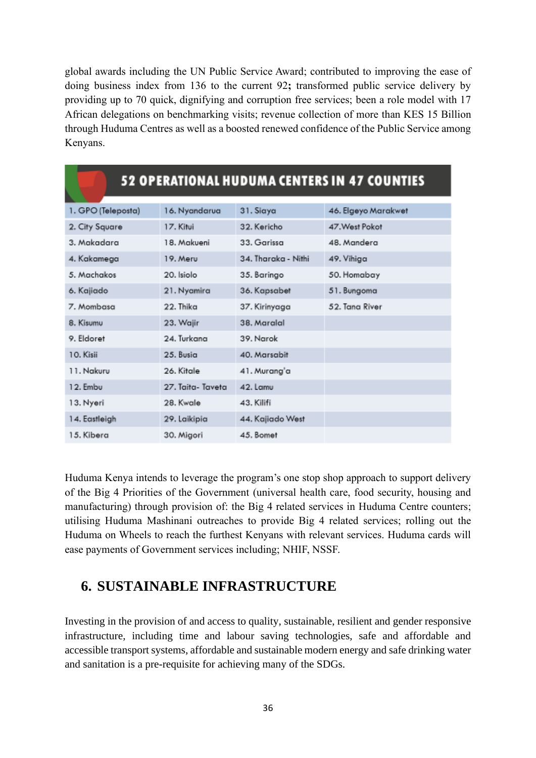global awards including the UN Public Service Award; contributed to improving the ease of doing business index from 136 to the current 92**;** transformed public service delivery by providing up to 70 quick, dignifying and corruption free services; been a role model with 17 African delegations on benchmarking visits; revenue collection of more than KES 15 Billion through Huduma Centres as well as a boosted renewed confidence of the Public Service among Kenyans.

| 52 OPERATIONAL HUDUMA CENTERS IN 47 COUNTIES | | | |
|---|---|---|---|
| 1. GPO (Teleposta) | 16. Nyandarua | 31. Siaya | 46. Elgeyo Marakwet |
| 2. City Square | 17. Kitui | 32. Kericho | 47.West Pokot |
| 3. Makadara | 18. Makueni | 33. Garissa | 48. Mandera |
| 4. Kakamega | 19. Meru | 34. Tharaka - Nithi | 49. Vihiga |
| 5. Machakos | 20. Isiolo | 35. Baringo | 50. Homabay |
| 6. Kajiado | 21. Nyamira | 36. Kapsabet | 51. Bungoma |
| 7. Mombasa | 22. Thika | 37. Kirinyaga | 52. Tana River |
| 8. Kisumu | 23. Wajir | 38. Maralal | |
| 9. Eldoret | 24. Turkana | 39. Narok | |
| 10. Kisii | 25. Busia | 40. Marsabit | |
| 11. Nakuru | 26. Kitale | 41. Murang'a | |
| 12. Embu | 27. Taita- Taveta | 42. Lamu | |
| 13. Nyeri | 28. Kwale | 43. Kilifi | |
| 14. Eastleigh | 29. Laikipia | 44. Kajiado West | |
| 15. Kibera | 30. Migori | 45. Bomet | |

Huduma Kenya intends to leverage the program's one stop shop approach to support delivery of the Big 4 Priorities of the Government (universal health care, food security, housing and manufacturing) through provision of: the Big 4 related services in Huduma Centre counters; utilising Huduma Mashinani outreaches to provide Big 4 related services; rolling out the Huduma on Wheels to reach the furthest Kenyans with relevant services. Huduma cards will ease payments of Government services including; NHIF, NSSF.

## 6. SUSTAINABLE INFRASTRUCTURE

Investing in the provision of and access to quality, sustainable, resilient and gender responsive infrastructure, including time and labour saving technologies, safe and affordable and accessible transport systems, affordable and sustainable modern energy and safe drinking water and sanitation is a pre-requisite for achieving many of the SDGs.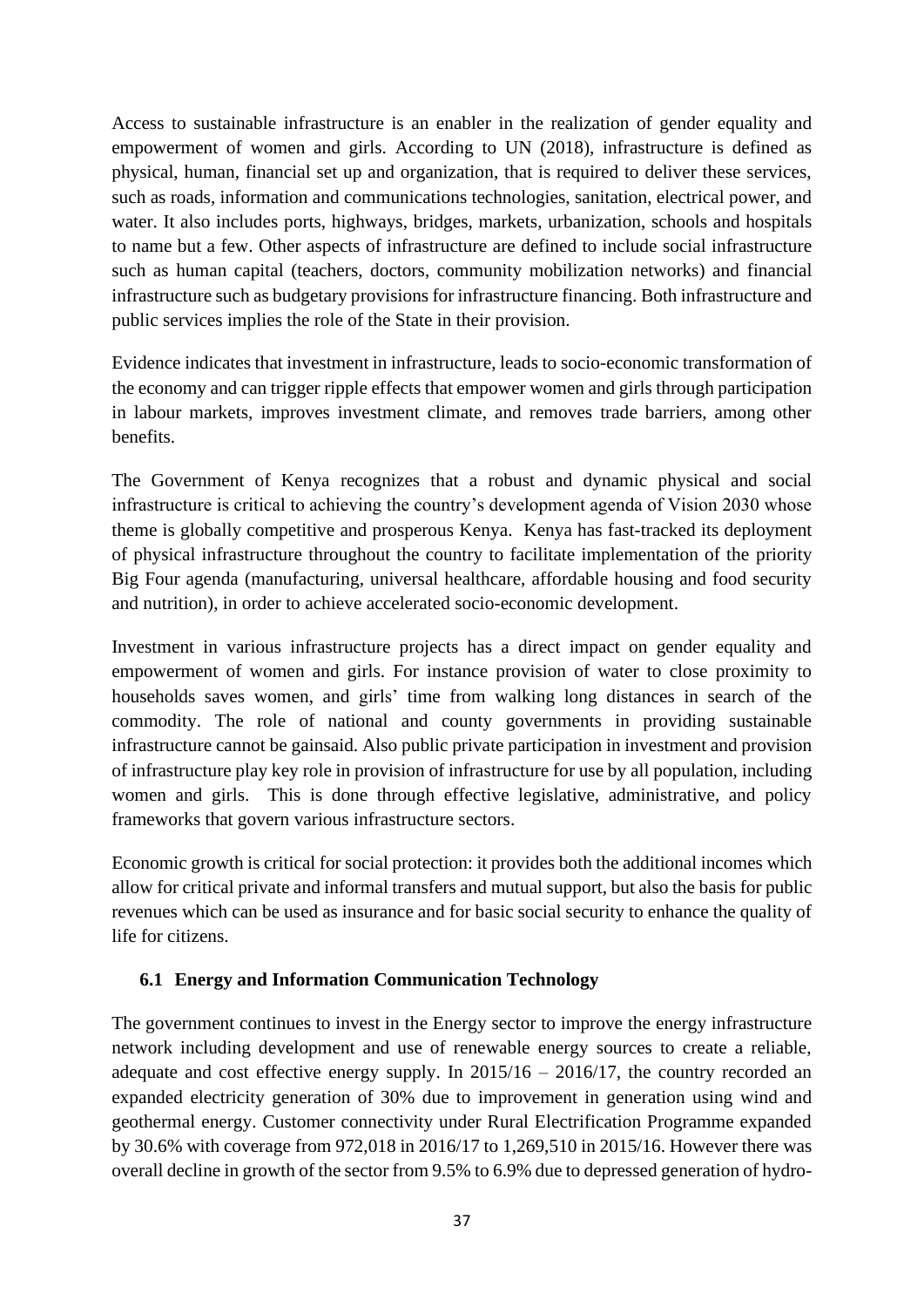Access to sustainable infrastructure is an enabler in the realization of gender equality and empowerment of women and girls. According to UN (2018), infrastructure is defined as physical, human, financial set up and organization, that is required to deliver these services, such as roads, information and communications technologies, sanitation, electrical power, and water. It also includes ports, highways, bridges, markets, urbanization, schools and hospitals to name but a few. Other aspects of infrastructure are defined to include social infrastructure such as human capital (teachers, doctors, community mobilization networks) and financial infrastructure such as budgetary provisions for infrastructure financing. Both infrastructure and public services implies the role of the State in their provision.

Evidence indicates that investment in infrastructure, leads to socio-economic transformation of the economy and can trigger ripple effects that empower women and girls through participation in labour markets, improves investment climate, and removes trade barriers, among other benefits.

The Government of Kenya recognizes that a robust and dynamic physical and social infrastructure is critical to achieving the country's development agenda of Vision 2030 whose theme is globally competitive and prosperous Kenya. Kenya has fast-tracked its deployment of physical infrastructure throughout the country to facilitate implementation of the priority Big Four agenda (manufacturing, universal healthcare, affordable housing and food security and nutrition), in order to achieve accelerated socio-economic development.

Investment in various infrastructure projects has a direct impact on gender equality and empowerment of women and girls. For instance provision of water to close proximity to households saves women, and girls' time from walking long distances in search of the commodity. The role of national and county governments in providing sustainable infrastructure cannot be gainsaid. Also public private participation in investment and provision of infrastructure play key role in provision of infrastructure for use by all population, including women and girls. This is done through effective legislative, administrative, and policy frameworks that govern various infrastructure sectors.

Economic growth is critical for social protection: it provides both the additional incomes which allow for critical private and informal transfers and mutual support, but also the basis for public revenues which can be used as insurance and for basic social security to enhance the quality of life for citizens.

## 6.1 Energy and Information Communication Technology

The government continues to invest in the Energy sector to improve the energy infrastructure network including development and use of renewable energy sources to create a reliable, adequate and cost effective energy supply. In 2015/16 – 2016/17, the country recorded an expanded electricity generation of 30% due to improvement in generation using wind and geothermal energy. Customer connectivity under Rural Electrification Programme expanded by 30.6% with coverage from 972,018 in 2016/17 to 1,269,510 in 2015/16. However there was overall decline in growth of the sector from 9.5% to 6.9% due to depressed generation of hydro-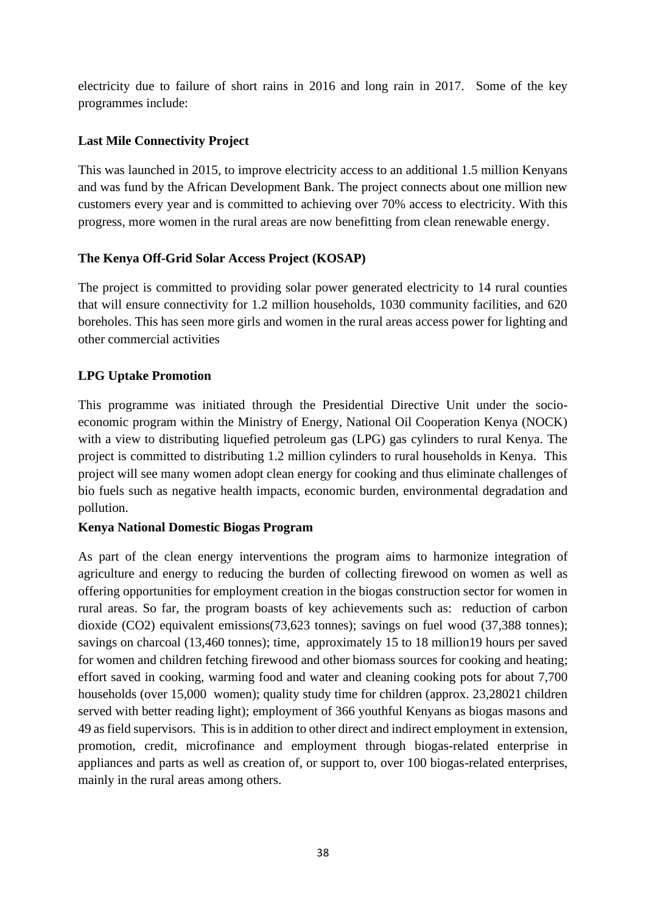electricity due to failure of short rains in 2016 and long rain in 2017. Some of the key programmes include:

**Last Mile Connectivity Project**

This was launched in 2015, to improve electricity access to an additional 1.5 million Kenyans and was fund by the African Development Bank. The project connects about one million new customers every year and is committed to achieving over 70% access to electricity. With this progress, more women in the rural areas are now benefitting from clean renewable energy.

**The Kenya Off-Grid Solar Access Project (KOSAP)**

The project is committed to providing solar power generated electricity to 14 rural counties that will ensure connectivity for 1.2 million households, 1030 community facilities, and 620 boreholes. This has seen more girls and women in the rural areas access power for lighting and other commercial activities

**LPG Uptake Promotion**

This programme was initiated through the Presidential Directive Unit under the socio-economic program within the Ministry of Energy, National Oil Cooperation Kenya (NOCK) with a view to distributing liquefied petroleum gas (LPG) gas cylinders to rural Kenya. The project is committed to distributing 1.2 million cylinders to rural households in Kenya. This project will see many women adopt clean energy for cooking and thus eliminate challenges of bio fuels such as negative health impacts, economic burden, environmental degradation and pollution.

**Kenya National Domestic Biogas Program**

As part of the clean energy interventions the program aims to harmonize integration of agriculture and energy to reducing the burden of collecting firewood on women as well as offering opportunities for employment creation in the biogas construction sector for women in rural areas. So far, the program boasts of key achievements such as: reduction of carbon dioxide ($CO_2$) equivalent emissions(73,623 tonnes); savings on fuel wood (37,388 tonnes); savings on charcoal (13,460 tonnes); time, approximately 15 to 18 million19 hours per saved for women and children fetching firewood and other biomass sources for cooking and heating; effort saved in cooking, warming food and water and cleaning cooking pots for about 7,700 households (over 15,000 women); quality study time for children (approx. 23,28021 children served with better reading light); employment of 366 youthful Kenyans as biogas masons and 49 as field supervisors. This is in addition to other direct and indirect employment in extension, promotion, credit, microfinance and employment through biogas-related enterprise in appliances and parts as well as creation of, or support to, over 100 biogas-related enterprises, mainly in the rural areas among others.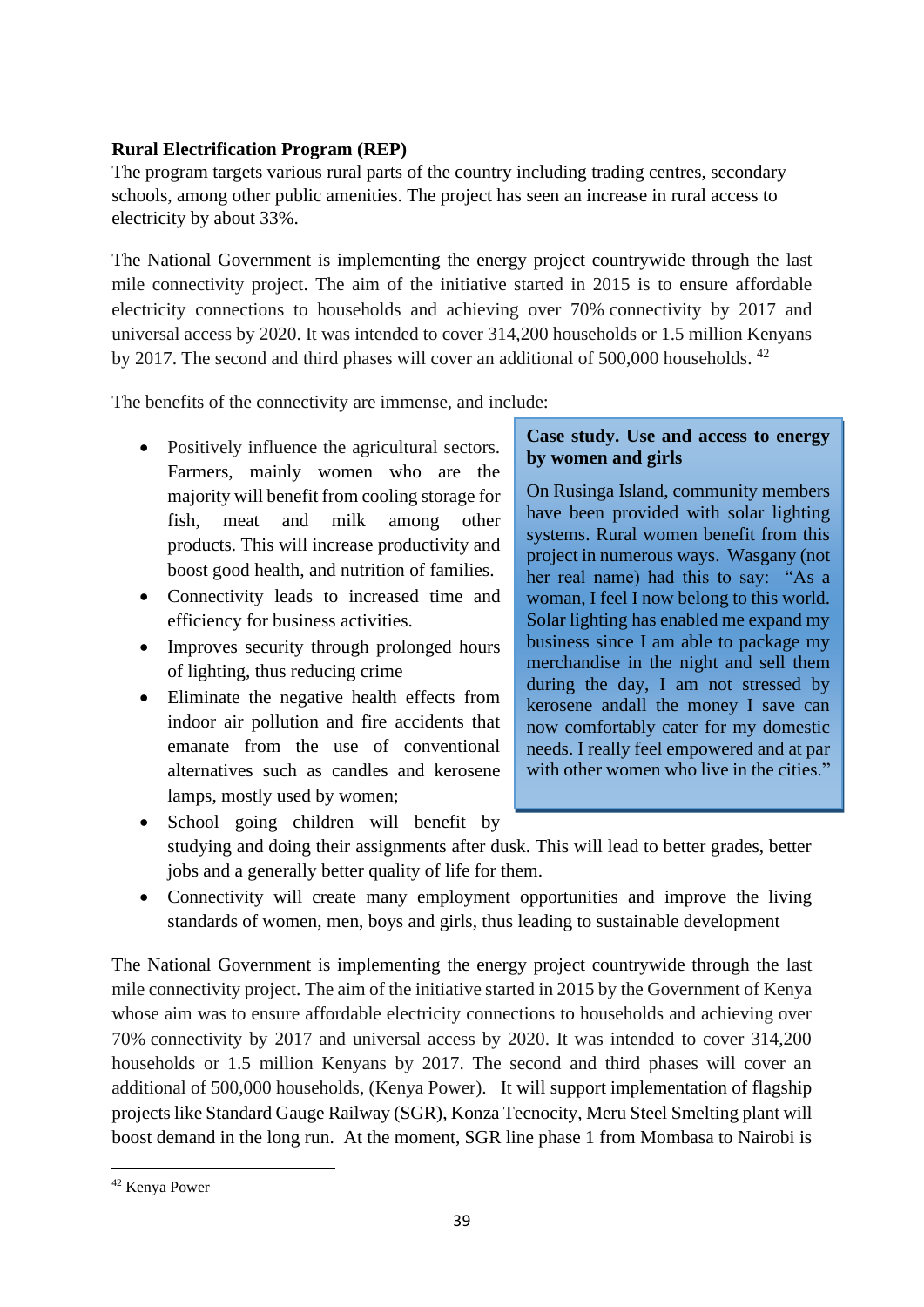**Rural Electrification Program (REP)**

The program targets various rural parts of the country including trading centres, secondary schools, among other public amenities. The project has seen an increase in rural access to electricity by about 33%.

The National Government is implementing the energy project countrywide through the last mile connectivity project. The aim of the initiative started in 2015 is to ensure affordable electricity connections to households and achieving over 70% connectivity by 2017 and universal access by 2020. It was intended to cover 314,200 households or 1.5 million Kenyans by 2017. The second and third phases will cover an additional of 500,000 households. [42]

The benefits of the connectivity are immense, and include:

- Positively influence the agricultural sectors. Farmers, mainly women who are the majority will benefit from cooling storage for fish, meat and milk among other products. This will increase productivity and boost good health, and nutrition of families.
- Connectivity leads to increased time and efficiency for business activities.
- Improves security through prolonged hours of lighting, thus reducing crime
- Eliminate the negative health effects from indoor air pollution and fire accidents that emanate from the use of conventional alternatives such as candles and kerosene lamps, mostly used by women;
- School going children will benefit by studying and doing their assignments after dusk. This will lead to better grades, better jobs and a generally better quality of life for them.
- Connectivity will create many employment opportunities and improve the living standards of women, men, boys and girls, thus leading to sustainable development

> **Case study. Use and access to energy by women and girls**
>
> On Rusinga Island, community members have been provided with solar lighting systems. Rural women benefit from this project in numerous ways. Wasgany (not her real name) had this to say: "As a woman, I feel I now belong to this world. Solar lighting has enabled me expand my business since I am able to package my merchandise in the night and sell them during the day, I am not stressed by kerosene andall the money I save can now comfortably cater for my domestic needs. I really feel empowered and at par with other women who live in the cities."

The National Government is implementing the energy project countrywide through the last mile connectivity project. The aim of the initiative started in 2015 by the Government of Kenya whose aim was to ensure affordable electricity connections to households and achieving over 70% connectivity by 2017 and universal access by 2020. It was intended to cover 314,200 households or 1.5 million Kenyans by 2017. The second and third phases will cover an additional of 500,000 households, (Kenya Power). It will support implementation of flagship projects like Standard Gauge Railway (SGR), Konza Tecnocity, Meru Steel Smelting plant will boost demand in the long run. At the moment, SGR line phase 1 from Mombasa to Nairobi is

[42] Kenya Power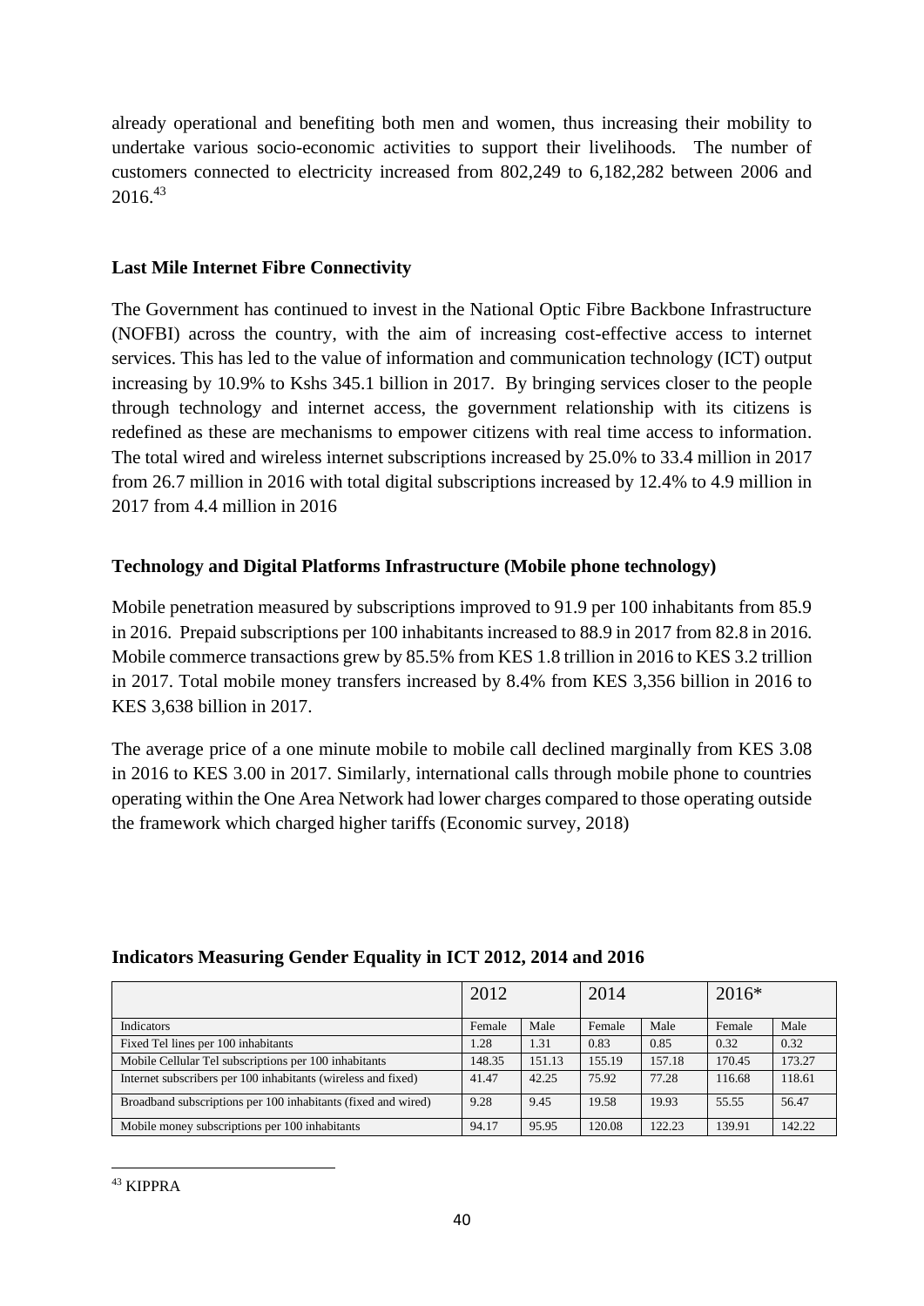already operational and benefiting both men and women, thus increasing their mobility to undertake various socio-economic activities to support their livelihoods. The number of customers connected to electricity increased from 802,249 to 6,182,282 between 2006 and 2016.[43]

**Last Mile Internet Fibre Connectivity**

The Government has continued to invest in the National Optic Fibre Backbone Infrastructure (NOFBI) across the country, with the aim of increasing cost-effective access to internet services. This has led to the value of information and communication technology (ICT) output increasing by 10.9% to Kshs 345.1 billion in 2017. By bringing services closer to the people through technology and internet access, the government relationship with its citizens is redefined as these are mechanisms to empower citizens with real time access to information. The total wired and wireless internet subscriptions increased by 25.0% to 33.4 million in 2017 from 26.7 million in 2016 with total digital subscriptions increased by 12.4% to 4.9 million in 2017 from 4.4 million in 2016

**Technology and Digital Platforms Infrastructure (Mobile phone technology)**

Mobile penetration measured by subscriptions improved to 91.9 per 100 inhabitants from 85.9 in 2016. Prepaid subscriptions per 100 inhabitants increased to 88.9 in 2017 from 82.8 in 2016. Mobile commerce transactions grew by 85.5% from KES 1.8 trillion in 2016 to KES 3.2 trillion in 2017. Total mobile money transfers increased by 8.4% from KES 3,356 billion in 2016 to KES 3,638 billion in 2017.

The average price of a one minute mobile to mobile call declined marginally from KES 3.08 in 2016 to KES 3.00 in 2017. Similarly, international calls through mobile phone to countries operating within the One Area Network had lower charges compared to those operating outside the framework which charged higher tariffs (Economic survey, 2018)

**Indicators Measuring Gender Equality in ICT 2012, 2014 and 2016**

| | 2012 | | 2014 | | 2016* | |
|---|---|---|---|---|---|---|
| Indicators | Female | Male | Female | Male | Female | Male |
| Fixed Tel lines per 100 inhabitants | 1.28 | 1.31 | 0.83 | 0.85 | 0.32 | 0.32 |
| Mobile Cellular Tel subscriptions per 100 inhabitants | 148.35 | 151.13 | 155.19 | 157.18 | 170.45 | 173.27 |
| Internet subscribers per 100 inhabitants (wireless and fixed) | 41.47 | 42.25 | 75.92 | 77.28 | 116.68 | 118.61 |
| Broadband subscriptions per 100 inhabitants (fixed and wired) | 9.28 | 9.45 | 19.58 | 19.93 | 55.55 | 56.47 |
| Mobile money subscriptions per 100 inhabitants | 94.17 | 95.95 | 120.08 | 122.23 | 139.91 | 142.22 |

[43] KIPPRA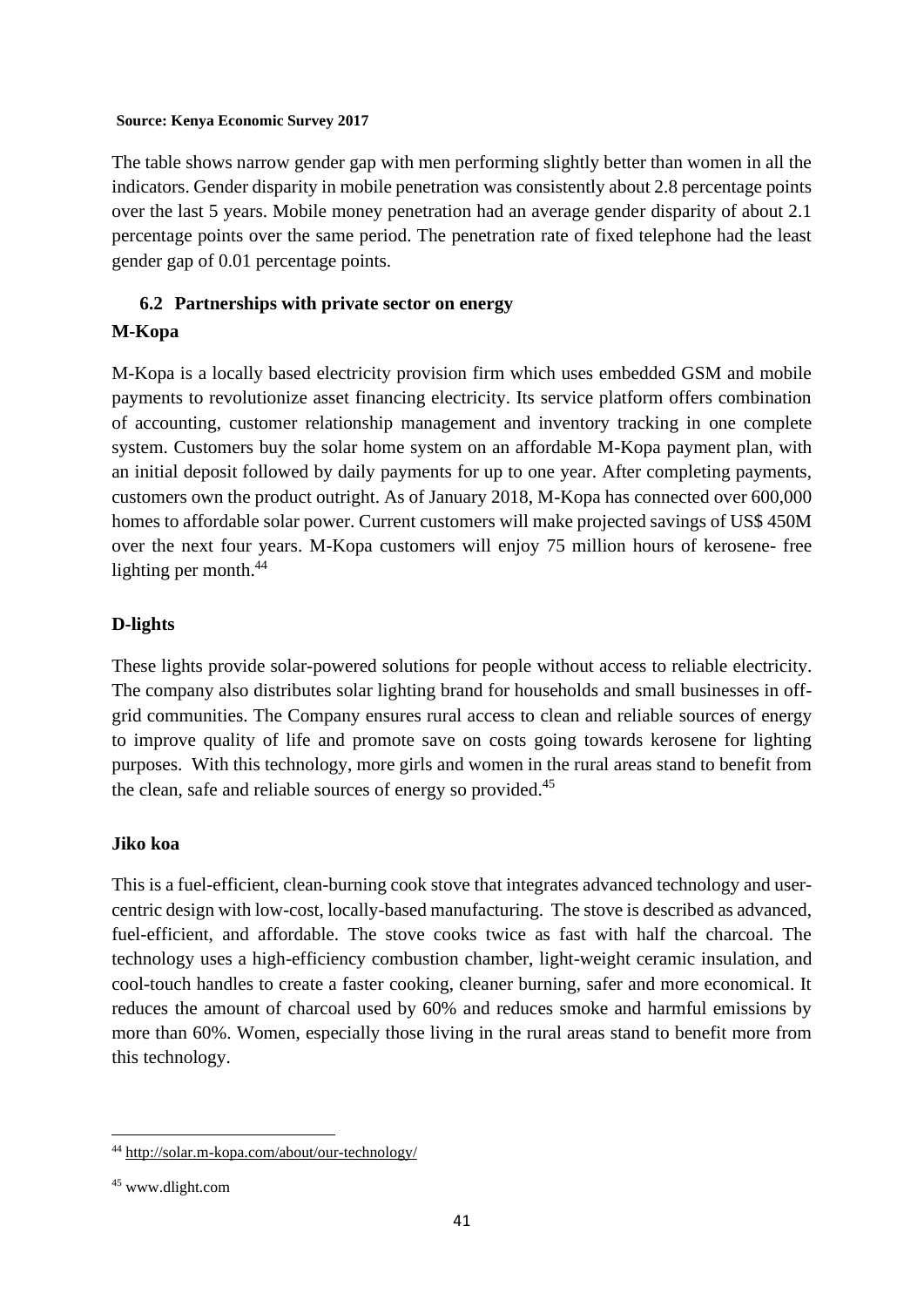**Source: Kenya Economic Survey 2017**

The table shows narrow gender gap with men performing slightly better than women in all the indicators. Gender disparity in mobile penetration was consistently about 2.8 percentage points over the last 5 years. Mobile money penetration had an average gender disparity of about 2.1 percentage points over the same period. The penetration rate of fixed telephone had the least gender gap of 0.01 percentage points.

## 6.2 Partnerships with private sector on energy

### M-Kopa

M-Kopa is a locally based electricity provision firm which uses embedded GSM and mobile payments to revolutionize asset financing electricity. Its service platform offers combination of accounting, customer relationship management and inventory tracking in one complete system. Customers buy the solar home system on an affordable M-Kopa payment plan, with an initial deposit followed by daily payments for up to one year. After completing payments, customers own the product outright. As of January 2018, M-Kopa has connected over 600,000 homes to affordable solar power. Current customers will make projected savings of US$ 450M over the next four years. M-Kopa customers will enjoy 75 million hours of kerosene- free lighting per month.[44]

### D-lights

These lights provide solar-powered solutions for people without access to reliable electricity. The company also distributes solar lighting brand for households and small businesses in off-grid communities. The Company ensures rural access to clean and reliable sources of energy to improve quality of life and promote save on costs going towards kerosene for lighting purposes. With this technology, more girls and women in the rural areas stand to benefit from the clean, safe and reliable sources of energy so provided.[45]

### Jiko koa

This is a fuel-efficient, clean-burning cook stove that integrates advanced technology and user-centric design with low-cost, locally-based manufacturing. The stove is described as advanced, fuel-efficient, and affordable. The stove cooks twice as fast with half the charcoal. The technology uses a high-efficiency combustion chamber, light-weight ceramic insulation, and cool-touch handles to create a faster cooking, cleaner burning, safer and more economical. It reduces the amount of charcoal used by 60% and reduces smoke and harmful emissions by more than 60%. Women, especially those living in the rural areas stand to benefit more from this technology.

---

[44] http://solar.m-kopa.com/about/our-technology/

[45] www.dlight.com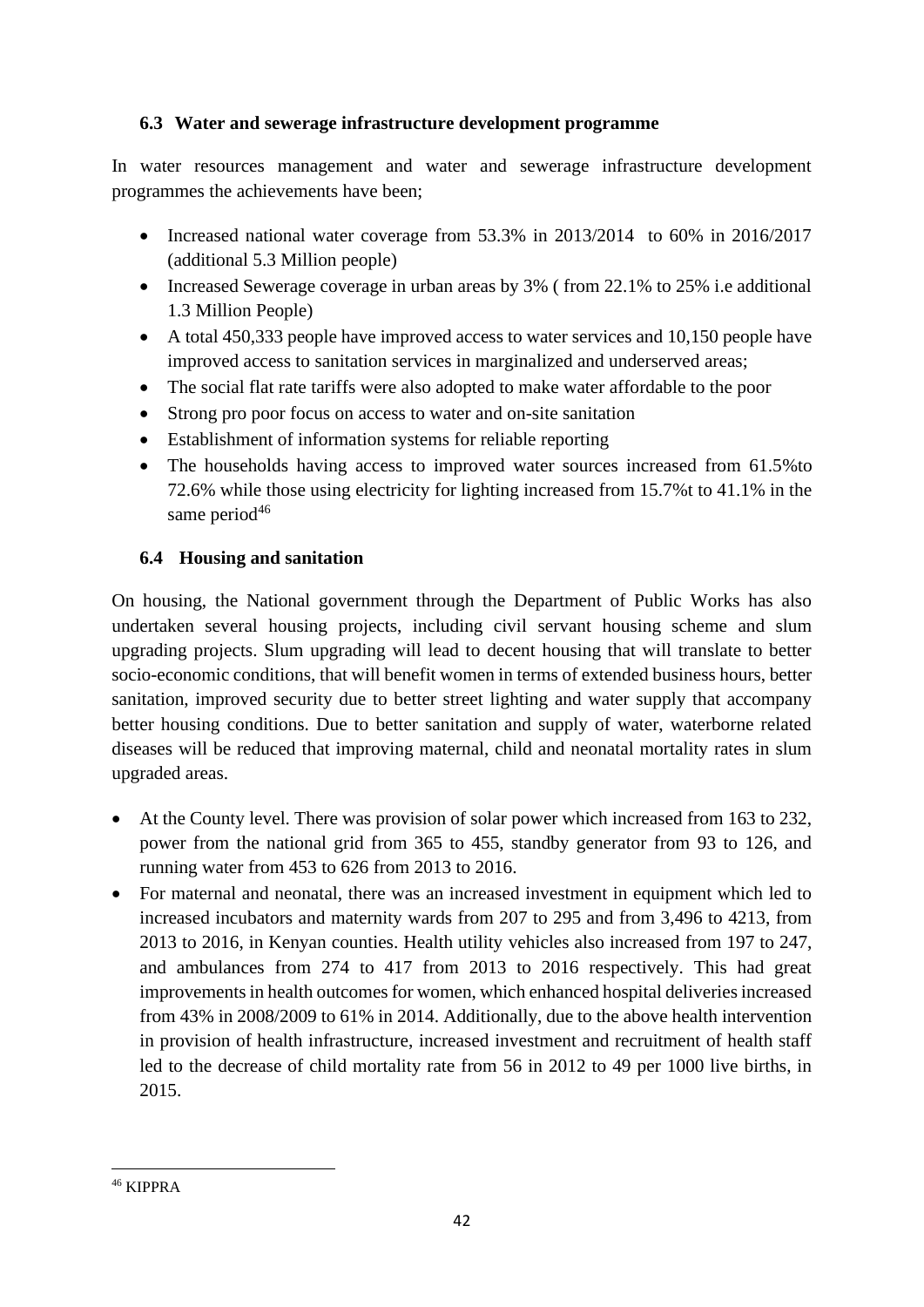### 6.3 Water and sewerage infrastructure development programme

In water resources management and water and sewerage infrastructure development programmes the achievements have been;

- Increased national water coverage from 53.3% in 2013/2014 to 60% in 2016/2017 (additional 5.3 Million people)
- Increased Sewerage coverage in urban areas by 3% ( from 22.1% to 25% i.e additional 1.3 Million People)
- A total 450,333 people have improved access to water services and 10,150 people have improved access to sanitation services in marginalized and underserved areas;
- The social flat rate tariffs were also adopted to make water affordable to the poor
- Strong pro poor focus on access to water and on-site sanitation
- Establishment of information systems for reliable reporting
- The households having access to improved water sources increased from 61.5%to 72.6% while those using electricity for lighting increased from 15.7%t to 41.1% in the same period[46]

### 6.4 Housing and sanitation

On housing, the National government through the Department of Public Works has also undertaken several housing projects, including civil servant housing scheme and slum upgrading projects. Slum upgrading will lead to decent housing that will translate to better socio-economic conditions, that will benefit women in terms of extended business hours, better sanitation, improved security due to better street lighting and water supply that accompany better housing conditions. Due to better sanitation and supply of water, waterborne related diseases will be reduced that improving maternal, child and neonatal mortality rates in slum upgraded areas.

- At the County level. There was provision of solar power which increased from 163 to 232, power from the national grid from 365 to 455, standby generator from 93 to 126, and running water from 453 to 626 from 2013 to 2016.
- For maternal and neonatal, there was an increased investment in equipment which led to increased incubators and maternity wards from 207 to 295 and from 3,496 to 4213, from 2013 to 2016, in Kenyan counties. Health utility vehicles also increased from 197 to 247, and ambulances from 274 to 417 from 2013 to 2016 respectively. This had great improvements in health outcomes for women, which enhanced hospital deliveries increased from 43% in 2008/2009 to 61% in 2014. Additionally, due to the above health intervention in provision of health infrastructure, increased investment and recruitment of health staff led to the decrease of child mortality rate from 56 in 2012 to 49 per 1000 live births, in 2015.

[46] KIPPRA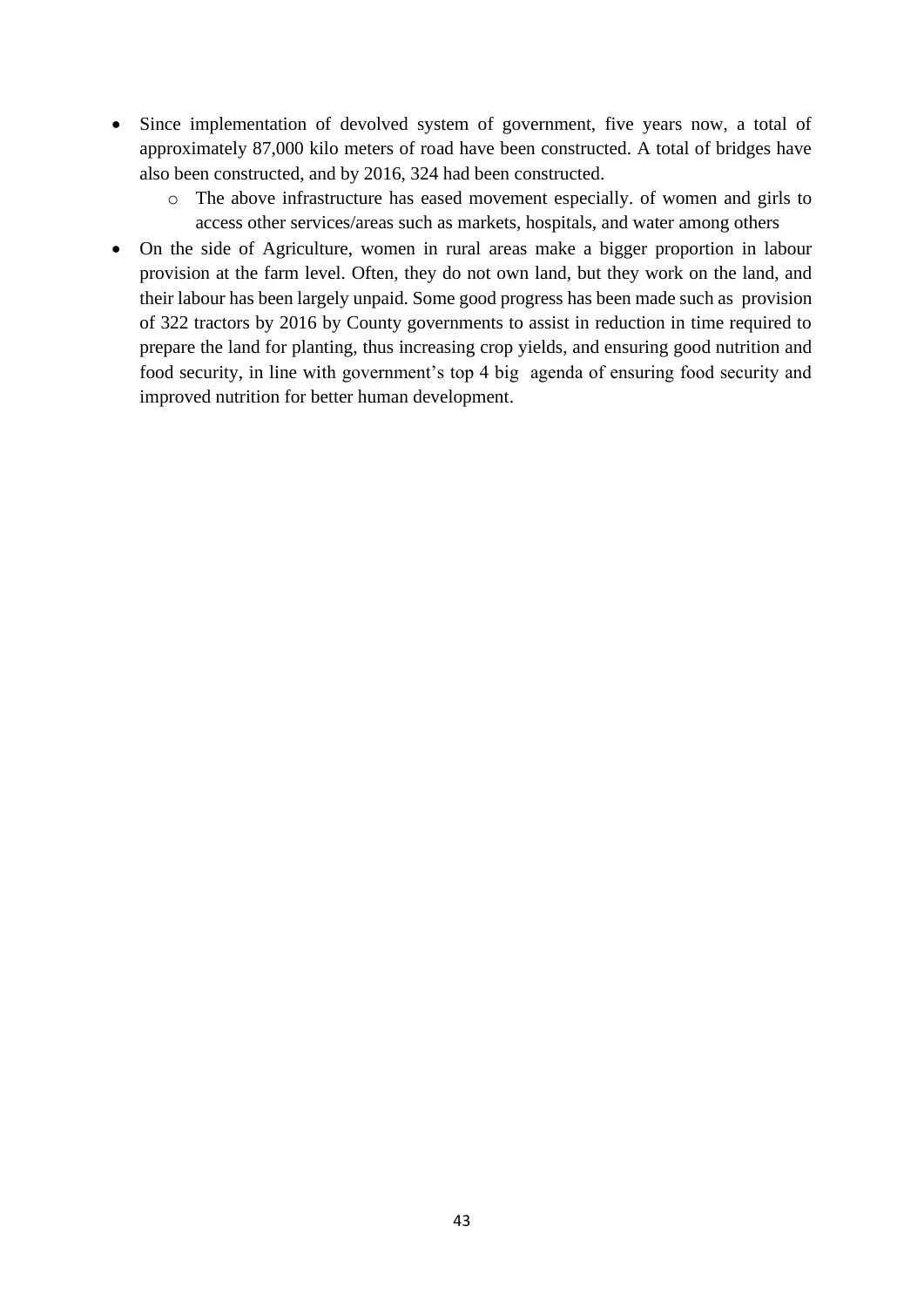- Since implementation of devolved system of government, five years now, a total of approximately 87,000 kilo meters of road have been constructed. A total of bridges have also been constructed, and by 2016, 324 had been constructed.
  - The above infrastructure has eased movement especially. of women and girls to access other services/areas such as markets, hospitals, and water among others
- On the side of Agriculture, women in rural areas make a bigger proportion in labour provision at the farm level. Often, they do not own land, but they work on the land, and their labour has been largely unpaid. Some good progress has been made such as provision of 322 tractors by 2016 by County governments to assist in reduction in time required to prepare the land for planting, thus increasing crop yields, and ensuring good nutrition and food security, in line with government's top 4 big agenda of ensuring food security and improved nutrition for better human development.